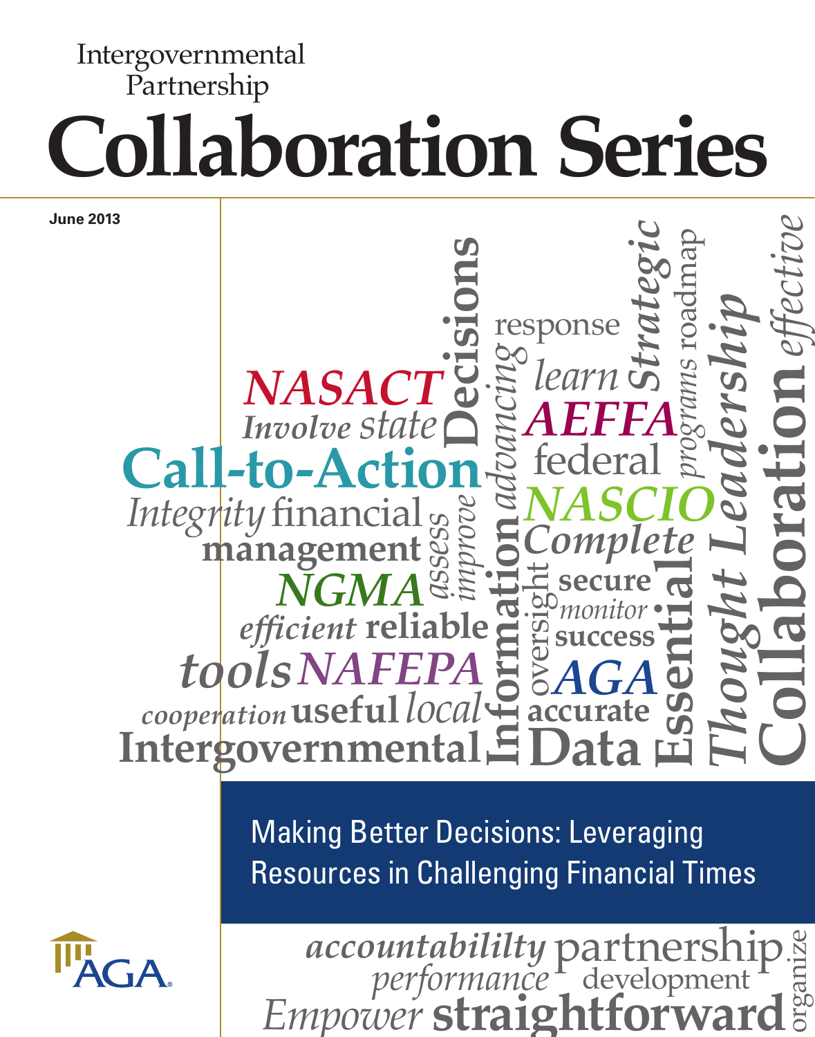Intergovernmental Partnership

# Collaboration Series

June 2013

## Making Better Decisions: Leveraging Resources in Challenging Financial Times

AGA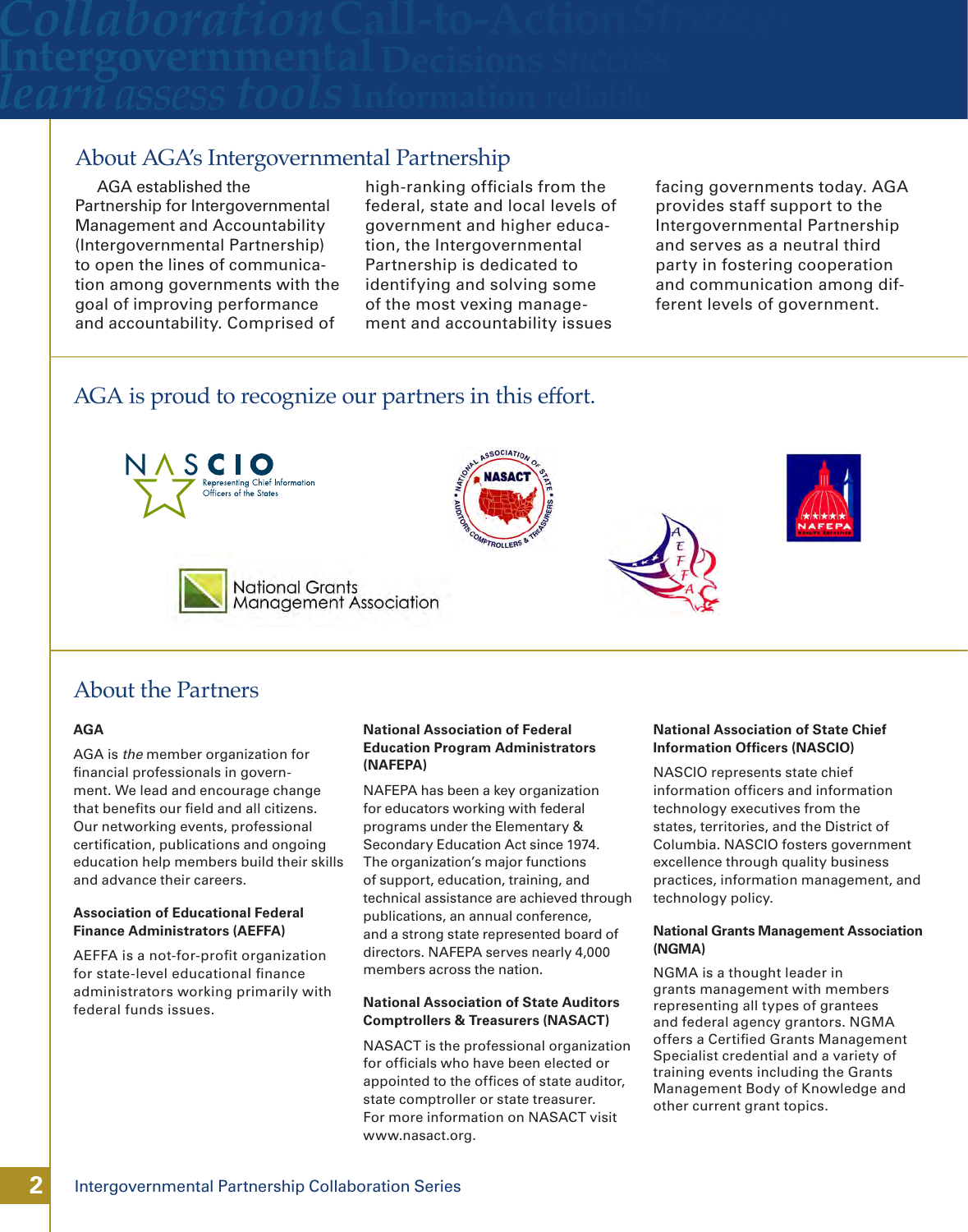## About AGA's Intergovernmental Partnership

AGA established the Partnership for Intergovernmental Management and Accountability (Intergovernmental Partnership) to open the lines of communication among governments with the goal of improving performance and accountability. Comprised of high-ranking officials from the federal, state and local levels of government and higher education, the Intergovernmental Partnership is dedicated to identifying and solving some of the most vexing management and accountability issues facing governments today. AGA provides staff support to the Intergovernmental Partnership and serves as a neutral third party in fostering cooperation and communication among different levels of government.

## AGA is proud to recognize our partners in this effort.

## About the Partners

**AGA**

AGA is *the* member organization for financial professionals in government. We lead and encourage change that benefits our field and all citizens. Our networking events, professional certification, publications and ongoing education help members build their skills and advance their careers.

**Association of Educational Federal Finance Administrators (AEFFA)**

AEFFA is a not-for-profit organization for state-level educational finance administrators working primarily with federal funds issues.

**National Association of Federal Education Program Administrators (NAFEPA)**

NAFEPA has been a key organization for educators working with federal programs under the Elementary & Secondary Education Act since 1974. The organization's major functions of support, education, training, and technical assistance are achieved through publications, an annual conference, and a strong state represented board of directors. NAFEPA serves nearly 4,000 members across the nation.

**National Association of State Auditors Comptrollers & Treasurers (NASACT)**

NASACT is the professional organization for officials who have been elected or appointed to the offices of state auditor, state comptroller or state treasurer. For more information on NASACT visit www.nasact.org.

**National Association of State Chief Information Officers (NASCIO)**

NASCIO represents state chief information officers and information technology executives from the states, territories, and the District of Columbia. NASCIO fosters government excellence through quality business practices, information management, and technology policy.

**National Grants Management Association (NGMA)**

NGMA is a thought leader in grants management with members representing all types of grantees and federal agency grantors. NGMA offers a Certified Grants Management Specialist credential and a variety of training events including the Grants Management Body of Knowledge and other current grant topics.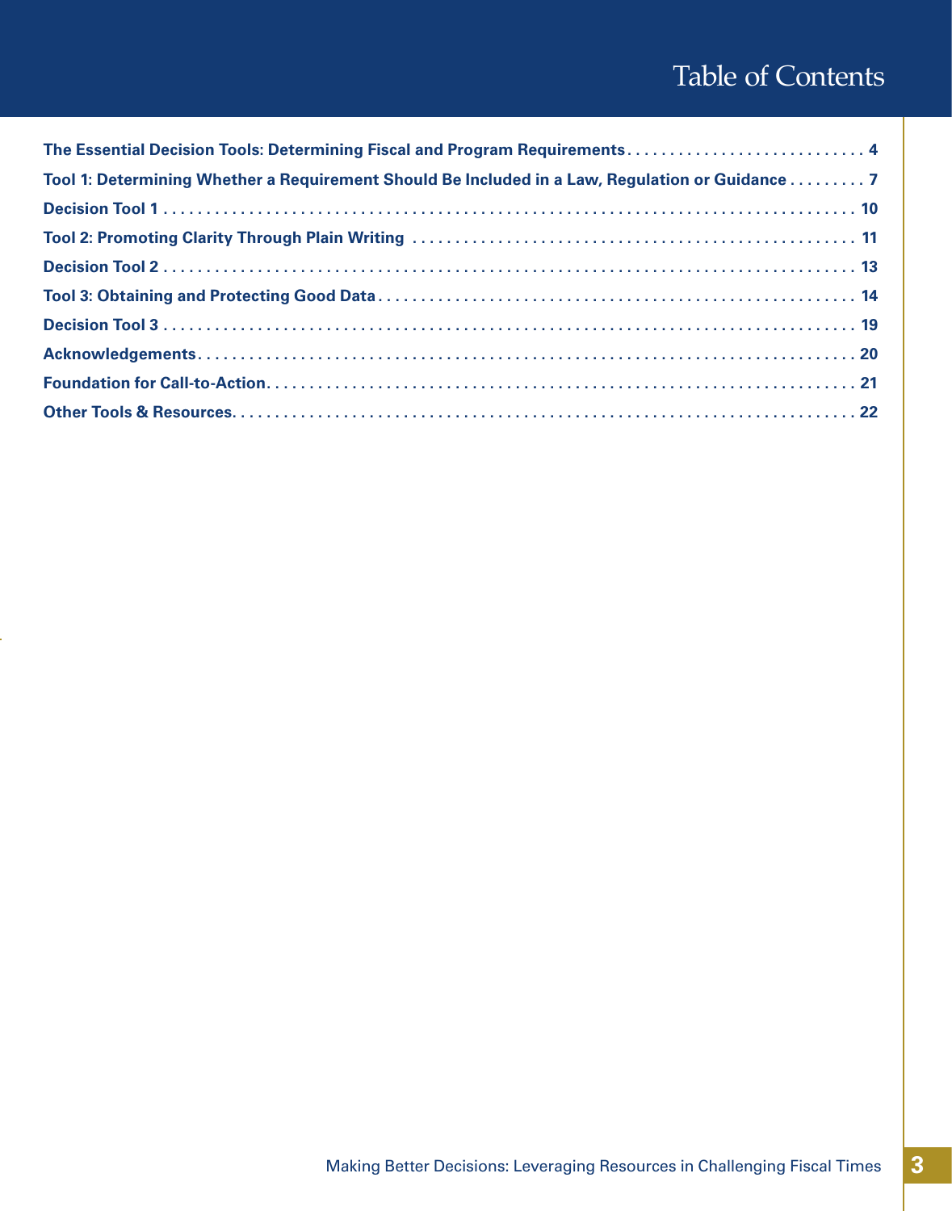# Table of Contents

**The Essential Decision Tools: Determining Fiscal and Program Requirements** . . . . . . . . . . . . . . . . . . . . . . . . . . . . 4

**Tool 1: Determining Whether a Requirement Should Be Included in a Law, Regulation or Guidance** . . . . . . . . . 7

**Decision Tool 1** . . . . . . . . . . . . . . . . . . . . . . . . . . . . . . . . . . . . . . . . . . . . . . . . . . . . . . . . . . . . . . . . . . . . . . . . . . . 10

**Tool 2: Promoting Clarity Through Plain Writing** . . . . . . . . . . . . . . . . . . . . . . . . . . . . . . . . . . . . . . . . . . . . . . . . . . 11

**Decision Tool 2** . . . . . . . . . . . . . . . . . . . . . . . . . . . . . . . . . . . . . . . . . . . . . . . . . . . . . . . . . . . . . . . . . . . . . . . . . . . 13

**Tool 3: Obtaining and Protecting Good Data** . . . . . . . . . . . . . . . . . . . . . . . . . . . . . . . . . . . . . . . . . . . . . . . . . . . . . . 14

**Decision Tool 3** . . . . . . . . . . . . . . . . . . . . . . . . . . . . . . . . . . . . . . . . . . . . . . . . . . . . . . . . . . . . . . . . . . . . . . . . . . . 19

**Acknowledgements** . . . . . . . . . . . . . . . . . . . . . . . . . . . . . . . . . . . . . . . . . . . . . . . . . . . . . . . . . . . . . . . . . . . . . . . . 20

**Foundation for Call-to-Action** . . . . . . . . . . . . . . . . . . . . . . . . . . . . . . . . . . . . . . . . . . . . . . . . . . . . . . . . . . . . . . . . . 21

**Other Tools & Resources** . . . . . . . . . . . . . . . . . . . . . . . . . . . . . . . . . . . . . . . . . . . . . . . . . . . . . . . . . . . . . . . . . . . . . 22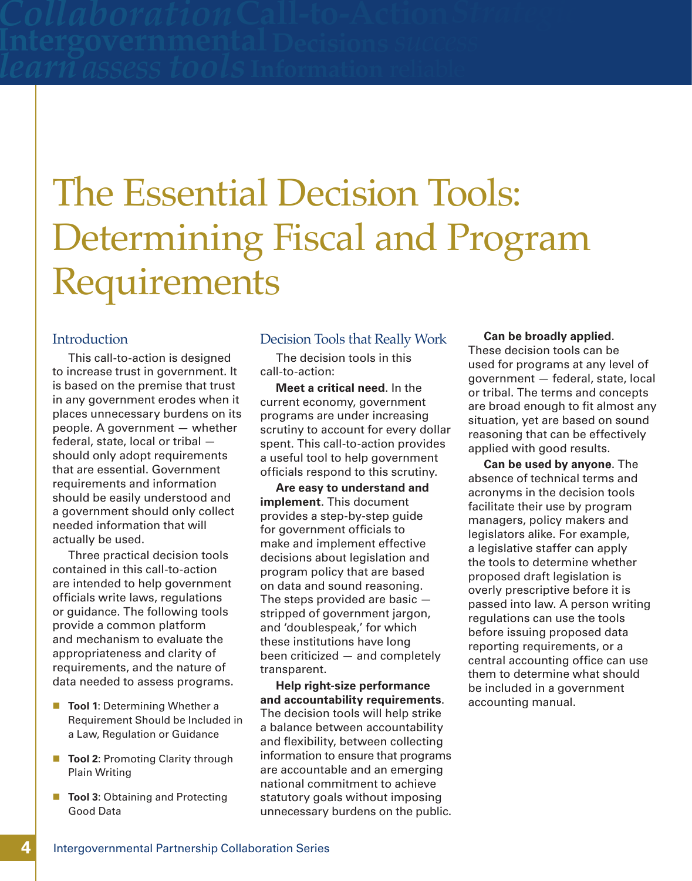# The Essential Decision Tools: Determining Fiscal and Program Requirements

## Introduction

This call-to-action is designed to increase trust in government. It is based on the premise that trust in any government erodes when it places unnecessary burdens on its people. A government — whether federal, state, local or tribal — should only adopt requirements that are essential. Government requirements and information should be easily understood and a government should only collect needed information that will actually be used.

Three practical decision tools contained in this call-to-action are intended to help government officials write laws, regulations or guidance. The following tools provide a common platform and mechanism to evaluate the appropriateness and clarity of requirements, and the nature of data needed to assess programs.

- **Tool 1**: Determining Whether a Requirement Should be Included in a Law, Regulation or Guidance
- **Tool 2**: Promoting Clarity through Plain Writing
- **Tool 3**: Obtaining and Protecting Good Data

## Decision Tools that Really Work

The decision tools in this call-to-action:

**Meet a critical need**. In the current economy, government programs are under increasing scrutiny to account for every dollar spent. This call-to-action provides a useful tool to help government officials respond to this scrutiny.

**Are easy to understand and implement**. This document provides a step-by-step guide for government officials to make and implement effective decisions about legislation and program policy that are based on data and sound reasoning. The steps provided are basic — stripped of government jargon, and 'doublespeak,' for which these institutions have long been criticized — and completely transparent.

**Help right-size performance and accountability requirements**. The decision tools will help strike a balance between accountability and flexibility, between collecting information to ensure that programs are accountable and an emerging national commitment to achieve statutory goals without imposing unnecessary burdens on the public.

**Can be broadly applied**. These decision tools can be used for programs at any level of government — federal, state, local or tribal. The terms and concepts are broad enough to fit almost any situation, yet are based on sound reasoning that can be effectively applied with good results.

**Can be used by anyone**. The absence of technical terms and acronyms in the decision tools facilitate their use by program managers, policy makers and legislators alike. For example, a legislative staffer can apply the tools to determine whether proposed draft legislation is overly prescriptive before it is passed into law. A person writing regulations can use the tools before issuing proposed data reporting requirements, or a central accounting office can use them to determine what should be included in a government accounting manual.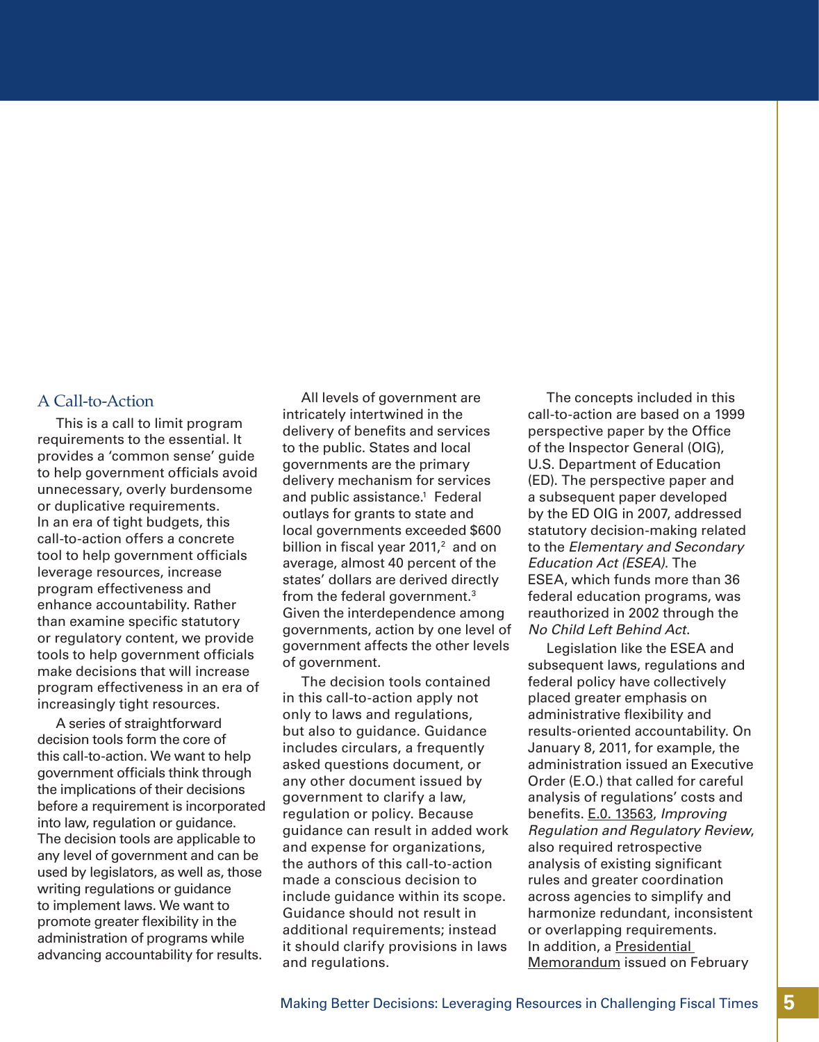## A Call-to-Action

This is a call to limit program requirements to the essential. It provides a 'common sense' guide to help government officials avoid unnecessary, overly burdensome or duplicative requirements. In an era of tight budgets, this call-to-action offers a concrete tool to help government officials leverage resources, increase program effectiveness and enhance accountability. Rather than examine specific statutory or regulatory content, we provide tools to help government officials make decisions that will increase program effectiveness in an era of increasingly tight resources.

A series of straightforward decision tools form the core of this call-to-action. We want to help government officials think through the implications of their decisions before a requirement is incorporated into law, regulation or guidance. The decision tools are applicable to any level of government and can be used by legislators, as well as, those writing regulations or guidance to implement laws. We want to promote greater flexibility in the administration of programs while advancing accountability for results.

All levels of government are intricately intertwined in the delivery of benefits and services to the public. States and local governments are the primary delivery mechanism for services and public assistance.[1] Federal outlays for grants to state and local governments exceeded $600 billion in fiscal year 2011,[2] and on average, almost 40 percent of the states' dollars are derived directly from the federal government.[3] Given the interdependence among governments, action by one level of government affects the other levels of government.

The decision tools contained in this call-to-action apply not only to laws and regulations, but also to guidance. Guidance includes circulars, a frequently asked questions document, or any other document issued by government to clarify a law, regulation or policy. Because guidance can result in added work and expense for organizations, the authors of this call-to-action made a conscious decision to include guidance within its scope. Guidance should not result in additional requirements; instead it should clarify provisions in laws and regulations.

The concepts included in this call-to-action are based on a 1999 perspective paper by the Office of the Inspector General (OIG), U.S. Department of Education (ED). The perspective paper and a subsequent paper developed by the ED OIG in 2007, addressed statutory decision-making related to the *Elementary and Secondary Education Act (ESEA)*. The ESEA, which funds more than 36 federal education programs, was reauthorized in 2002 through the *No Child Left Behind Act*.

Legislation like the ESEA and subsequent laws, regulations and federal policy have collectively placed greater emphasis on administrative flexibility and results-oriented accountability. On January 8, 2011, for example, the administration issued an Executive Order (E.O.) that called for careful analysis of regulations' costs and benefits. E.0. 13563, *Improving Regulation and Regulatory Review*, also required retrospective analysis of existing significant rules and greater coordination across agencies to simplify and harmonize redundant, inconsistent or overlapping requirements. In addition, a Presidential Memorandum issued on February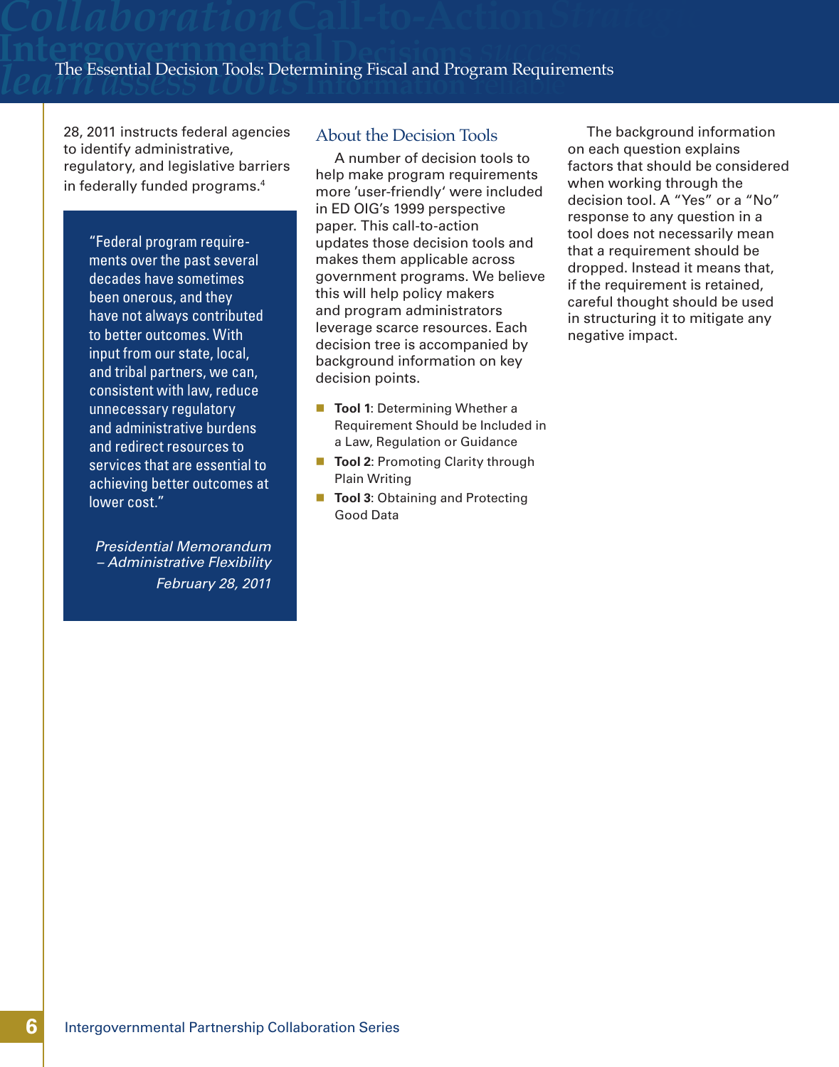28, 2011 instructs federal agencies to identify administrative, regulatory, and legislative barriers in federally funded programs.[4]

> "Federal program requirements over the past several decades have sometimes been onerous, and they have not always contributed to better outcomes. With input from our state, local, and tribal partners, we can, consistent with law, reduce unnecessary regulatory and administrative burdens and redirect resources to services that are essential to achieving better outcomes at lower cost."
>
> *Presidential Memorandum – Administrative Flexibility February 28, 2011*

## About the Decision Tools

A number of decision tools to help make program requirements more 'user-friendly' were included in ED OIG's 1999 perspective paper. This call-to-action updates those decision tools and makes them applicable across government programs. We believe this will help policy makers and program administrators leverage scarce resources. Each decision tree is accompanied by background information on key decision points.

- **Tool 1**: Determining Whether a Requirement Should be Included in a Law, Regulation or Guidance
- **Tool 2**: Promoting Clarity through Plain Writing
- **Tool 3**: Obtaining and Protecting Good Data

The background information on each question explains factors that should be considered when working through the decision tool. A "Yes" or a "No" response to any question in a tool does not necessarily mean that a requirement should be dropped. Instead it means that, if the requirement is retained, careful thought should be used in structuring it to mitigate any negative impact.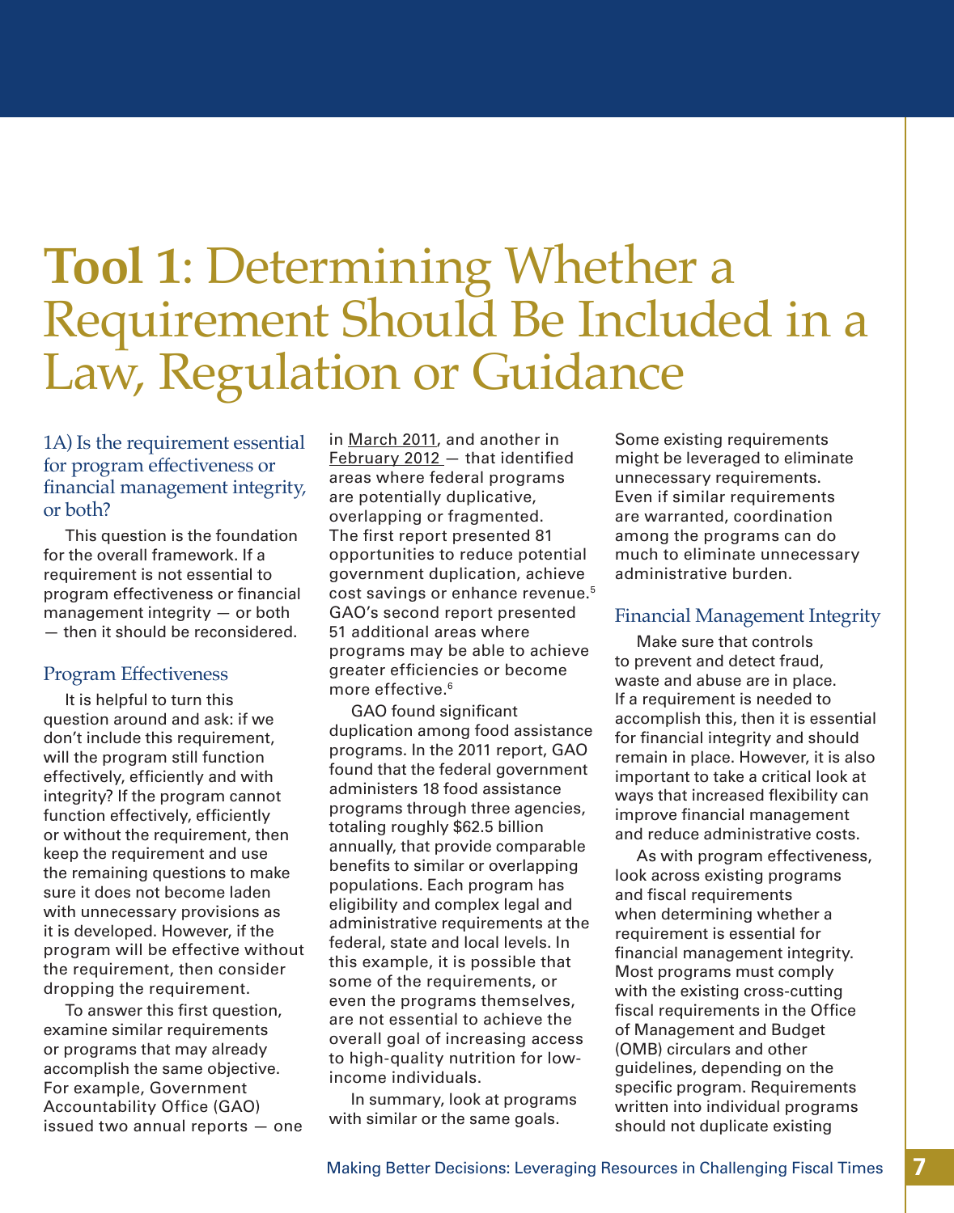# **Tool 1**: Determining Whether a Requirement Should Be Included in a Law, Regulation or Guidance

### 1A) Is the requirement essential for program effectiveness or financial management integrity, or both?

This question is the foundation for the overall framework. If a requirement is not essential to program effectiveness or financial management integrity — or both — then it should be reconsidered.

### Program Effectiveness

It is helpful to turn this question around and ask: if we don't include this requirement, will the program still function effectively, efficiently and with integrity? If the program cannot function effectively, efficiently or without the requirement, then keep the requirement and use the remaining questions to make sure it does not become laden with unnecessary provisions as it is developed. However, if the program will be effective without the requirement, then consider dropping the requirement.

To answer this first question, examine similar requirements or programs that may already accomplish the same objective. For example, Government Accountability Office (GAO) issued two annual reports — one in March 2011, and another in February 2012 — that identified areas where federal programs are potentially duplicative, overlapping or fragmented. The first report presented 81 opportunities to reduce potential government duplication, achieve cost savings or enhance revenue.[5] GAO's second report presented 51 additional areas where programs may be able to achieve greater efficiencies or become more effective.[6]

GAO found significant duplication among food assistance programs. In the 2011 report, GAO found that the federal government administers 18 food assistance programs through three agencies, totaling roughly $62.5 billion annually, that provide comparable benefits to similar or overlapping populations. Each program has eligibility and complex legal and administrative requirements at the federal, state and local levels. In this example, it is possible that some of the requirements, or even the programs themselves, are not essential to achieve the overall goal of increasing access to high-quality nutrition for low-income individuals.

In summary, look at programs with similar or the same goals. Some existing requirements might be leveraged to eliminate unnecessary requirements. Even if similar requirements are warranted, coordination among the programs can do much to eliminate unnecessary administrative burden.

### Financial Management Integrity

Make sure that controls to prevent and detect fraud, waste and abuse are in place. If a requirement is needed to accomplish this, then it is essential for financial integrity and should remain in place. However, it is also important to take a critical look at ways that increased flexibility can improve financial management and reduce administrative costs.

As with program effectiveness, look across existing programs and fiscal requirements when determining whether a requirement is essential for financial management integrity. Most programs must comply with the existing cross-cutting fiscal requirements in the Office of Management and Budget (OMB) circulars and other guidelines, depending on the specific program. Requirements written into individual programs should not duplicate existing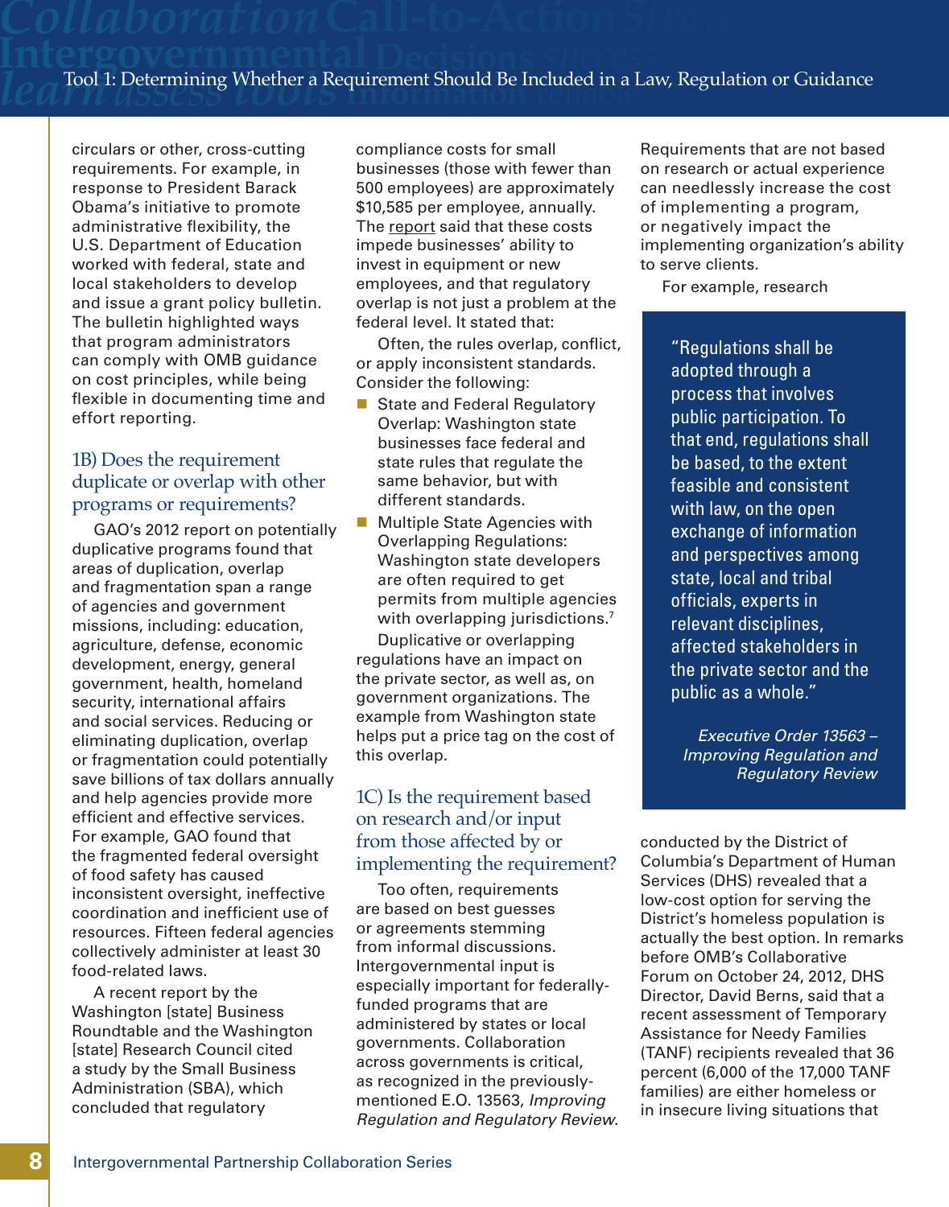circulars or other, cross-cutting requirements. For example, in response to President Barack Obama's initiative to promote administrative flexibility, the U.S. Department of Education worked with federal, state and local stakeholders to develop and issue a grant policy bulletin. The bulletin highlighted ways that program administrators can comply with OMB guidance on cost principles, while being flexible in documenting time and effort reporting.

## 1B) Does the requirement duplicate or overlap with other programs or requirements?

GAO's 2012 report on potentially duplicative programs found that areas of duplication, overlap and fragmentation span a range of agencies and government missions, including: education, agriculture, defense, economic development, energy, general government, health, homeland security, international affairs and social services. Reducing or eliminating duplication, overlap or fragmentation could potentially save billions of tax dollars annually and help agencies provide more efficient and effective services. For example, GAO found that the fragmented federal oversight of food safety has caused inconsistent oversight, ineffective coordination and inefficient use of resources. Fifteen federal agencies collectively administer at least 30 food-related laws.

A recent report by the Washington [state] Business Roundtable and the Washington [state] Research Council cited a study by the Small Business Administration (SBA), which concluded that regulatory compliance costs for small businesses (those with fewer than 500 employees) are approximately $10,585 per employee, annually. The report said that these costs impede businesses' ability to invest in equipment or new employees, and that regulatory overlap is not just a problem at the federal level. It stated that:

Often, the rules overlap, conflict, or apply inconsistent standards. Consider the following:

- State and Federal Regulatory Overlap: Washington state businesses face federal and state rules that regulate the same behavior, but with different standards.
- Multiple State Agencies with Overlapping Regulations: Washington state developers are often required to get permits from multiple agencies with overlapping jurisdictions.[7]

Duplicative or overlapping regulations have an impact on the private sector, as well as, on government organizations. The example from Washington state helps put a price tag on the cost of this overlap.

## 1C) Is the requirement based on research and/or input from those affected by or implementing the requirement?

Too often, requirements are based on best guesses or agreements stemming from informal discussions. Intergovernmental input is especially important for federally-funded programs that are administered by states or local governments. Collaboration across governments is critical, as recognized in the previously-mentioned E.O. 13563, *Improving Regulation and Regulatory Review*. Requirements that are not based on research or actual experience can needlessly increase the cost of implementing a program, or negatively impact the implementing organization's ability to serve clients.

For example, research conducted by the District of Columbia's Department of Human Services (DHS) revealed that a low-cost option for serving the District's homeless population is actually the best option. In remarks before OMB's Collaborative Forum on October 24, 2012, DHS Director, David Berns, said that a recent assessment of Temporary Assistance for Needy Families (TANF) recipients revealed that 36 percent (6,000 of the 17,000 TANF families) are either homeless or in insecure living situations that

> "Regulations shall be adopted through a process that involves public participation. To that end, regulations shall be based, to the extent feasible and consistent with law, on the open exchange of information and perspectives among state, local and tribal officials, experts in relevant disciplines, affected stakeholders in the private sector and the public as a whole."
>
> *Executive Order 13563 – Improving Regulation and Regulatory Review*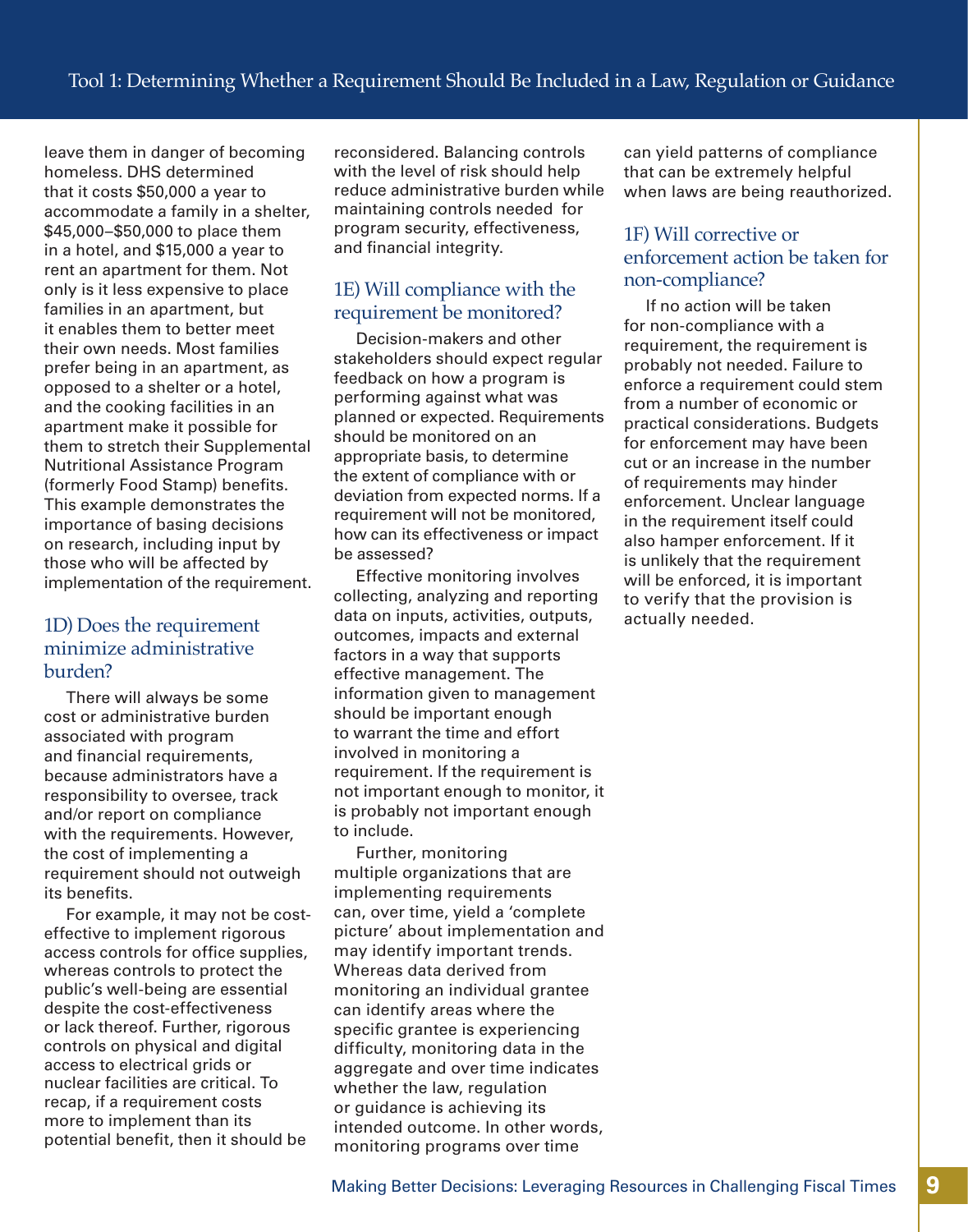leave them in danger of becoming homeless. DHS determined that it costs $50,000 a year to accommodate a family in a shelter, $45,000–$50,000 to place them in a hotel, and $15,000 a year to rent an apartment for them. Not only is it less expensive to place families in an apartment, but it enables them to better meet their own needs. Most families prefer being in an apartment, as opposed to a shelter or a hotel, and the cooking facilities in an apartment make it possible for them to stretch their Supplemental Nutritional Assistance Program (formerly Food Stamp) benefits. This example demonstrates the importance of basing decisions on research, including input by those who will be affected by implementation of the requirement.

### 1D) Does the requirement minimize administrative burden?

There will always be some cost or administrative burden associated with program and financial requirements, because administrators have a responsibility to oversee, track and/or report on compliance with the requirements. However, the cost of implementing a requirement should not outweigh its benefits.

For example, it may not be cost-effective to implement rigorous access controls for office supplies, whereas controls to protect the public's well-being are essential despite the cost-effectiveness or lack thereof. Further, rigorous controls on physical and digital access to electrical grids or nuclear facilities are critical. To recap, if a requirement costs more to implement than its potential benefit, then it should be reconsidered. Balancing controls with the level of risk should help reduce administrative burden while maintaining controls needed for program security, effectiveness, and financial integrity.

### 1E) Will compliance with the requirement be monitored?

Decision-makers and other stakeholders should expect regular feedback on how a program is performing against what was planned or expected. Requirements should be monitored on an appropriate basis, to determine the extent of compliance with or deviation from expected norms. If a requirement will not be monitored, how can its effectiveness or impact be assessed?

Effective monitoring involves collecting, analyzing and reporting data on inputs, activities, outputs, outcomes, impacts and external factors in a way that supports effective management. The information given to management should be important enough to warrant the time and effort involved in monitoring a requirement. If the requirement is not important enough to monitor, it is probably not important enough to include.

Further, monitoring multiple organizations that are implementing requirements can, over time, yield a 'complete picture' about implementation and may identify important trends. Whereas data derived from monitoring an individual grantee can identify areas where the specific grantee is experiencing difficulty, monitoring data in the aggregate and over time indicates whether the law, regulation or guidance is achieving its intended outcome. In other words, monitoring programs over time can yield patterns of compliance that can be extremely helpful when laws are being reauthorized.

### 1F) Will corrective or enforcement action be taken for non-compliance?

If no action will be taken for non-compliance with a requirement, the requirement is probably not needed. Failure to enforce a requirement could stem from a number of economic or practical considerations. Budgets for enforcement may have been cut or an increase in the number of requirements may hinder enforcement. Unclear language in the requirement itself could also hamper enforcement. If it is unlikely that the requirement will be enforced, it is important to verify that the provision is actually needed.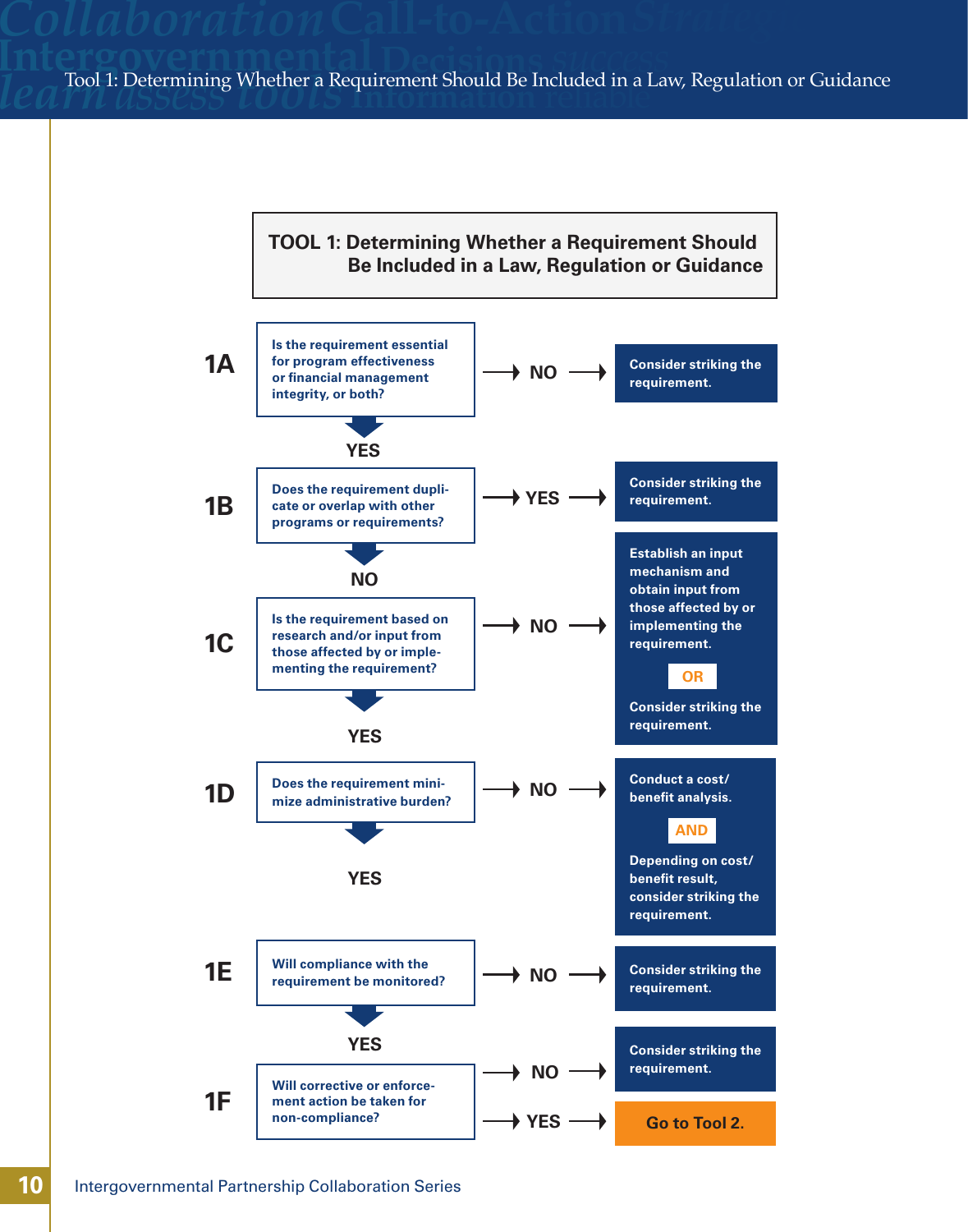# TOOL 1: Determining Whether a Requirement Should Be Included in a Law, Regulation or Guidance

**1A** Is the requirement essential for program effectiveness or financial management integrity, or both?

- NO → Consider striking the requirement.
- YES → Go to 1B.

**1B** Does the requirement duplicate or overlap with other programs or requirements?

- YES → Consider striking the requirement.
- NO → Go to 1C.

**1C** Is the requirement based on research and/or input from those affected by or implementing the requirement?

- NO → Establish an input mechanism and obtain input from those affected by or implementing the requirement. **OR** Consider striking the requirement.
- YES → Go to 1D.

**1D** Does the requirement minimize administrative burden?

- NO → Conduct a cost/benefit analysis. **AND** Depending on cost/benefit result, consider striking the requirement.
- YES → Go to 1E.

**1E** Will compliance with the requirement be monitored?

- NO → Consider striking the requirement.
- YES → Go to 1F.

**1F** Will corrective or enforcement action be taken for non-compliance?

- NO → Consider striking the requirement.
- YES → Go to Tool 2.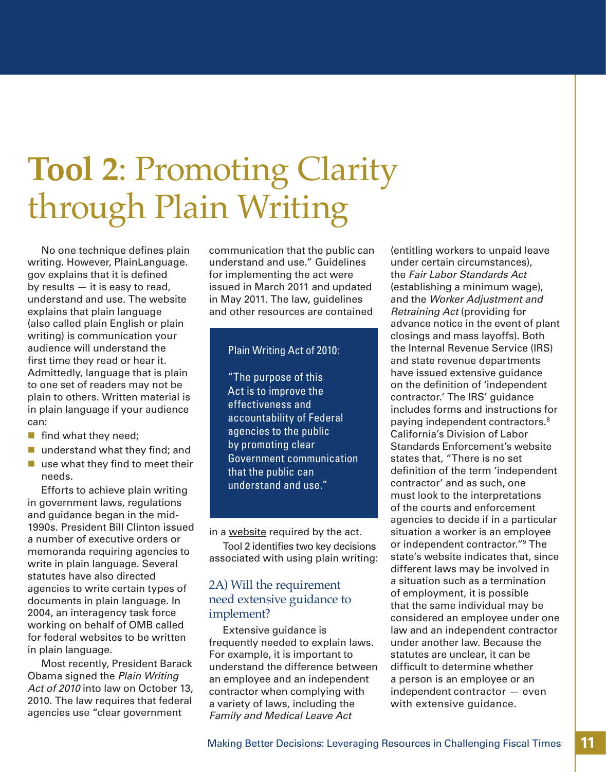# **Tool 2**: Promoting Clarity through Plain Writing

No one technique defines plain writing. However, PlainLanguage.gov explains that it is defined by results — it is easy to read, understand and use. The website explains that plain language (also called plain English or plain writing) is communication your audience will understand the first time they read or hear it. Admittedly, language that is plain to one set of readers may not be plain to others. Written material is in plain language if your audience can:

- find what they need;
- understand what they find; and
- use what they find to meet their needs.

Efforts to achieve plain writing in government laws, regulations and guidance began in the mid-1990s. President Bill Clinton issued a number of executive orders or memoranda requiring agencies to write in plain language. Several statutes have also directed agencies to write certain types of documents in plain language. In 2004, an interagency task force working on behalf of OMB called for federal websites to be written in plain language.

Most recently, President Barack Obama signed the *Plain Writing Act of 2010* into law on October 13, 2010. The law requires that federal agencies use "clear government communication that the public can understand and use." Guidelines for implementing the act were issued in March 2011 and updated in May 2011. The law, guidelines and other resources are contained in a website required by the act.

> Plain Writing Act of 2010:
>
> "The purpose of this Act is to improve the effectiveness and accountability of Federal agencies to the public by promoting clear Government communication that the public can understand and use."

Tool 2 identifies two key decisions associated with using plain writing:

## 2A) Will the requirement need extensive guidance to implement?

Extensive guidance is frequently needed to explain laws. For example, it is important to understand the difference between an employee and an independent contractor when complying with a variety of laws, including the *Family and Medical Leave Act* (entitling workers to unpaid leave under certain circumstances), the *Fair Labor Standards Act* (establishing a minimum wage), and the *Worker Adjustment and Retraining Act* (providing for advance notice in the event of plant closings and mass layoffs). Both the Internal Revenue Service (IRS) and state revenue departments have issued extensive guidance on the definition of 'independent contractor.' The IRS' guidance includes forms and instructions for paying independent contractors.[8] California's Division of Labor Standards Enforcement's website states that, "There is no set definition of the term 'independent contractor' and as such, one must look to the interpretations of the courts and enforcement agencies to decide if in a particular situation a worker is an employee or independent contractor."[9] The state's website indicates that, since different laws may be involved in a situation such as a termination of employment, it is possible that the same individual may be considered an employee under one law and an independent contractor under another law. Because the statutes are unclear, it can be difficult to determine whether a person is an employee or an independent contractor — even with extensive guidance.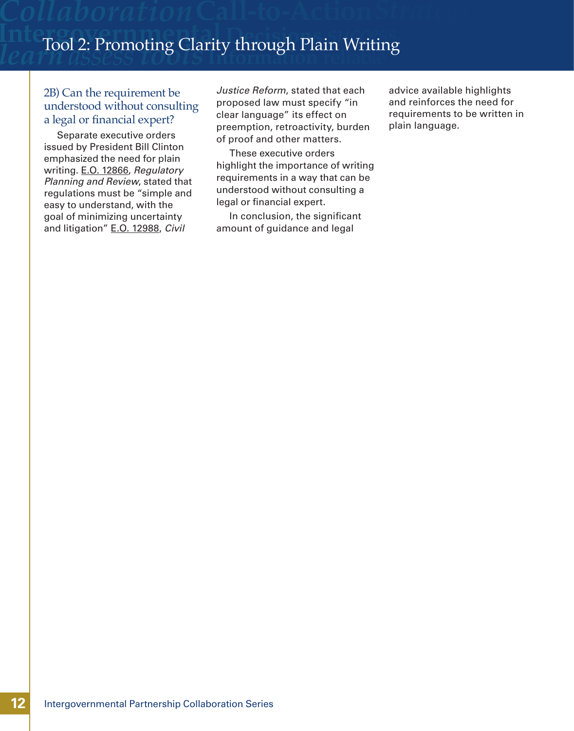## Tool 2: Promoting Clarity through Plain Writing

### 2B) Can the requirement be understood without consulting a legal or financial expert?

Separate executive orders issued by President Bill Clinton emphasized the need for plain writing. E.O. 12866, *Regulatory Planning and Review*, stated that regulations must be "simple and easy to understand, with the goal of minimizing uncertainty and litigation" E.O. 12988, *Civil Justice Reform*, stated that each proposed law must specify "in clear language" its effect on preemption, retroactivity, burden of proof and other matters.

These executive orders highlight the importance of writing requirements in a way that can be understood without consulting a legal or financial expert.

In conclusion, the significant amount of guidance and legal advice available highlights and reinforces the need for requirements to be written in plain language.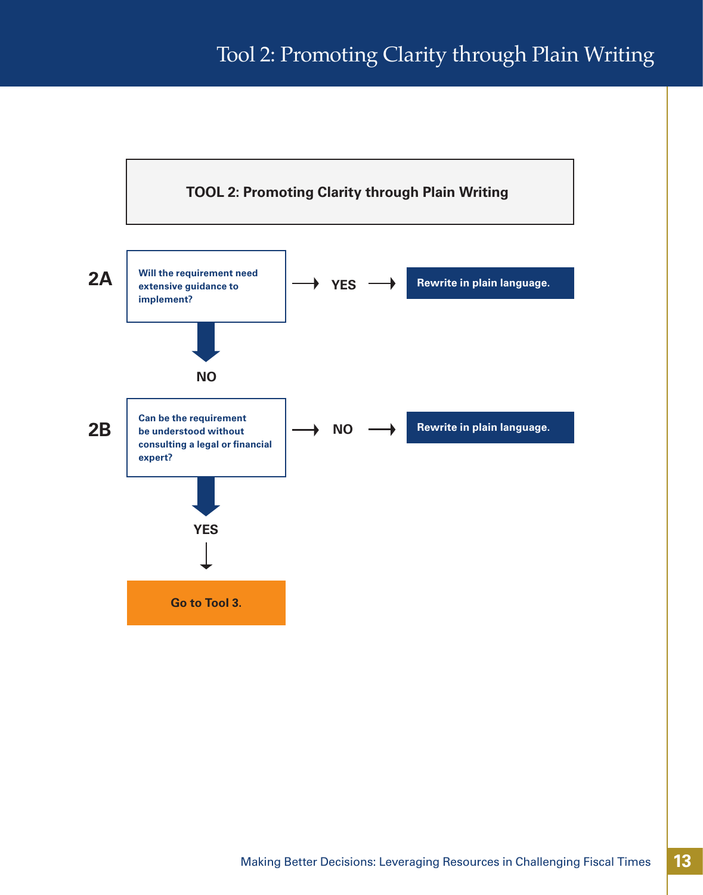# Tool 2: Promoting Clarity through Plain Writing

**TOOL 2: Promoting Clarity through Plain Writing**

**2A** Will the requirement need extensive guidance to implement?

→ YES → **Rewrite in plain language.**

↓ NO

**2B** Can be the requirement be understood without consulting a legal or financial expert?

→ NO → **Rewrite in plain language.**

↓ YES

**Go to Tool 3.**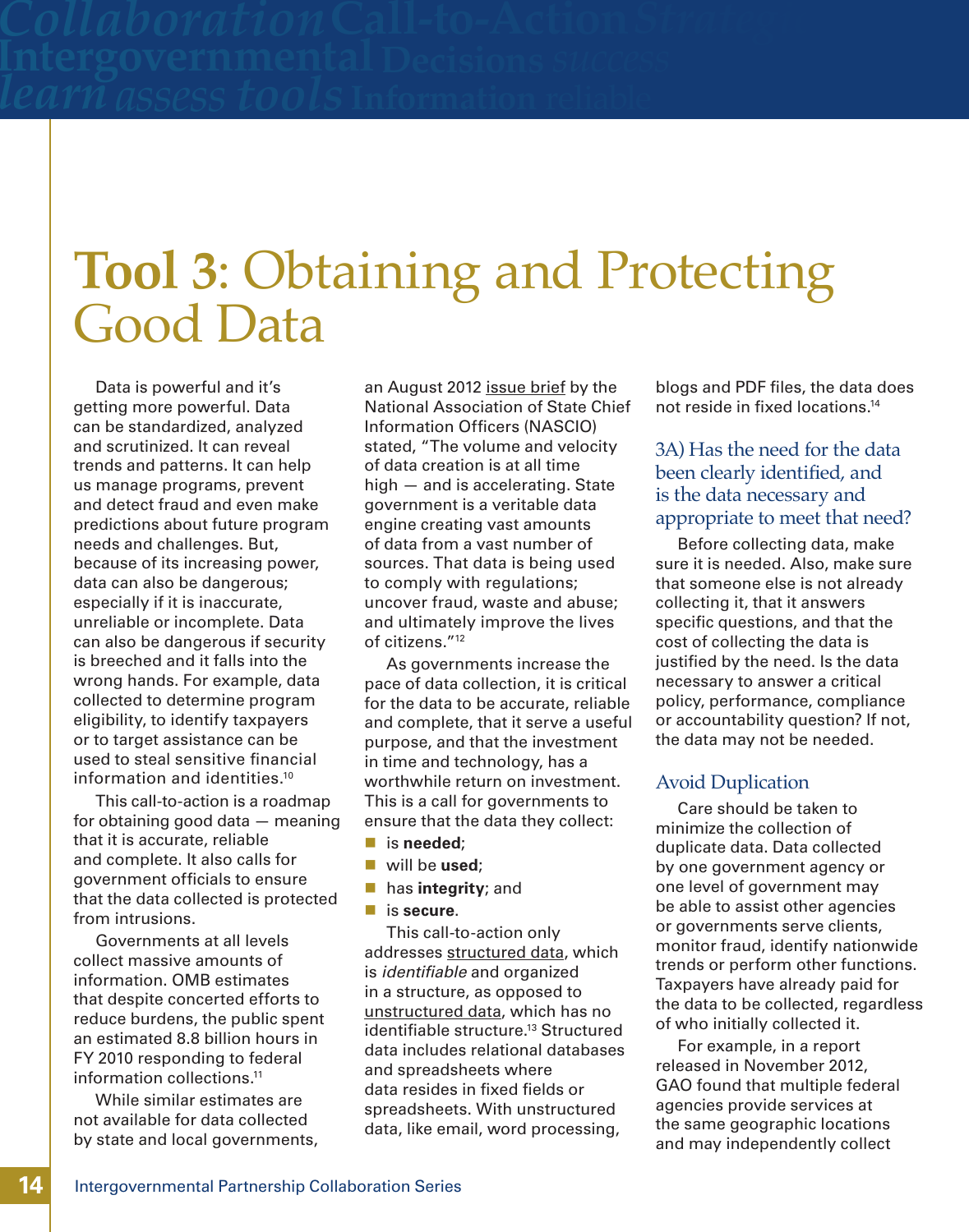# Tool 3: Obtaining and Protecting Good Data

Data is powerful and it's getting more powerful. Data can be standardized, analyzed and scrutinized. It can reveal trends and patterns. It can help us manage programs, prevent and detect fraud and even make predictions about future program needs and challenges. But, because of its increasing power, data can also be dangerous; especially if it is inaccurate, unreliable or incomplete. Data can also be dangerous if security is breeched and it falls into the wrong hands. For example, data collected to determine program eligibility, to identify taxpayers or to target assistance can be used to steal sensitive financial information and identities.[10]

This call-to-action is a roadmap for obtaining good data — meaning that it is accurate, reliable and complete. It also calls for government officials to ensure that the data collected is protected from intrusions.

Governments at all levels collect massive amounts of information. OMB estimates that despite concerted efforts to reduce burdens, the public spent an estimated 8.8 billion hours in FY 2010 responding to federal information collections.[11]

While similar estimates are not available for data collected by state and local governments, an August 2012 issue brief by the National Association of State Chief Information Officers (NASCIO) stated, "The volume and velocity of data creation is at all time high — and is accelerating. State government is a veritable data engine creating vast amounts of data from a vast number of sources. That data is being used to comply with regulations; uncover fraud, waste and abuse; and ultimately improve the lives of citizens."[12]

As governments increase the pace of data collection, it is critical for the data to be accurate, reliable and complete, that it serve a useful purpose, and that the investment in time and technology, has a worthwhile return on investment. This is a call for governments to ensure that the data they collect:

- is **needed**;
- will be **used**;
- has **integrity**; and
- is **secure**.

This call-to-action only addresses structured data, which is *identifiable* and organized in a structure, as opposed to unstructured data, which has no identifiable structure.[13] Structured data includes relational databases and spreadsheets where data resides in fixed fields or spreadsheets. With unstructured data, like email, word processing, blogs and PDF files, the data does not reside in fixed locations.[14]

### 3A) Has the need for the data been clearly identified, and is the data necessary and appropriate to meet that need?

Before collecting data, make sure it is needed. Also, make sure that someone else is not already collecting it, that it answers specific questions, and that the cost of collecting the data is justified by the need. Is the data necessary to answer a critical policy, performance, compliance or accountability question? If not, the data may not be needed.

### Avoid Duplication

Care should be taken to minimize the collection of duplicate data. Data collected by one government agency or one level of government may be able to assist other agencies or governments serve clients, monitor fraud, identify nationwide trends or perform other functions. Taxpayers have already paid for the data to be collected, regardless of who initially collected it.

For example, in a report released in November 2012, GAO found that multiple federal agencies provide services at the same geographic locations and may independently collect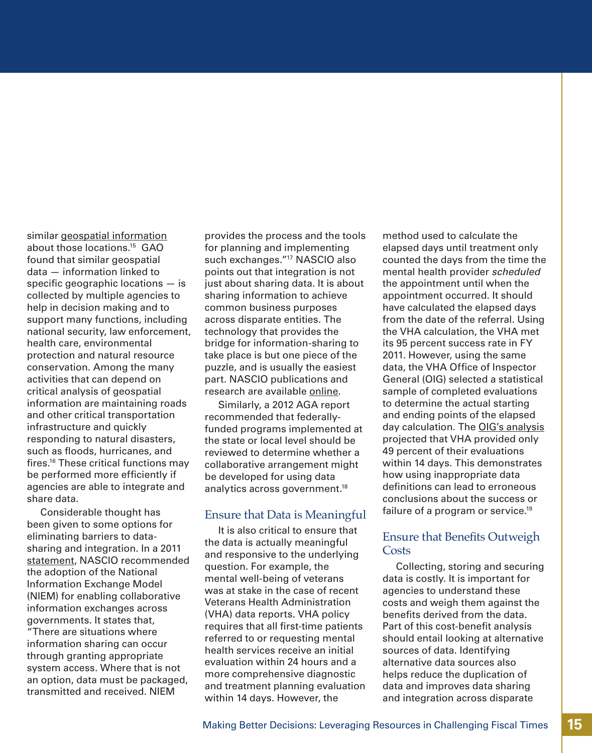similar geospatial information about those locations.[15] GAO found that similar geospatial data — information linked to specific geographic locations — is collected by multiple agencies to help in decision making and to support many functions, including national security, law enforcement, health care, environmental protection and natural resource conservation. Among the many activities that can depend on critical analysis of geospatial information are maintaining roads and other critical transportation infrastructure and quickly responding to natural disasters, such as floods, hurricanes, and fires.[16] These critical functions may be performed more efficiently if agencies are able to integrate and share data.

Considerable thought has been given to some options for eliminating barriers to data-sharing and integration. In a 2011 statement, NASCIO recommended the adoption of the National Information Exchange Model (NIEM) for enabling collaborative information exchanges across governments. It states that, "There are situations where information sharing can occur through granting appropriate system access. Where that is not an option, data must be packaged, transmitted and received. NIEM provides the process and the tools for planning and implementing such exchanges."[17] NASCIO also points out that integration is not just about sharing data. It is about sharing information to achieve common business purposes across disparate entities. The technology that provides the bridge for information-sharing to take place is but one piece of the puzzle, and is usually the easiest part. NASCIO publications and research are available online.

Similarly, a 2012 AGA report recommended that federally-funded programs implemented at the state or local level should be reviewed to determine whether a collaborative arrangement might be developed for using data analytics across government.[18]

## Ensure that Data is Meaningful

It is also critical to ensure that the data is actually meaningful and responsive to the underlying question. For example, the mental well-being of veterans was at stake in the case of recent Veterans Health Administration (VHA) data reports. VHA policy requires that all first-time patients referred to or requesting mental health services receive an initial evaluation within 24 hours and a more comprehensive diagnostic and treatment planning evaluation within 14 days. However, the method used to calculate the elapsed days until treatment only counted the days from the time the mental health provider *scheduled* the appointment until when the appointment occurred. It should have calculated the elapsed days from the date of the referral. Using the VHA calculation, the VHA met its 95 percent success rate in FY 2011. However, using the same data, the VHA Office of Inspector General (OIG) selected a statistical sample of completed evaluations to determine the actual starting and ending points of the elapsed day calculation. The OIG's analysis projected that VHA provided only 49 percent of their evaluations within 14 days. This demonstrates how using inappropriate data definitions can lead to erroneous conclusions about the success or failure of a program or service.[19]

## Ensure that Benefits Outweigh Costs

Collecting, storing and securing data is costly. It is important for agencies to understand these costs and weigh them against the benefits derived from the data. Part of this cost-benefit analysis should entail looking at alternative sources of data. Identifying alternative data sources also helps reduce the duplication of data and improves data sharing and integration across disparate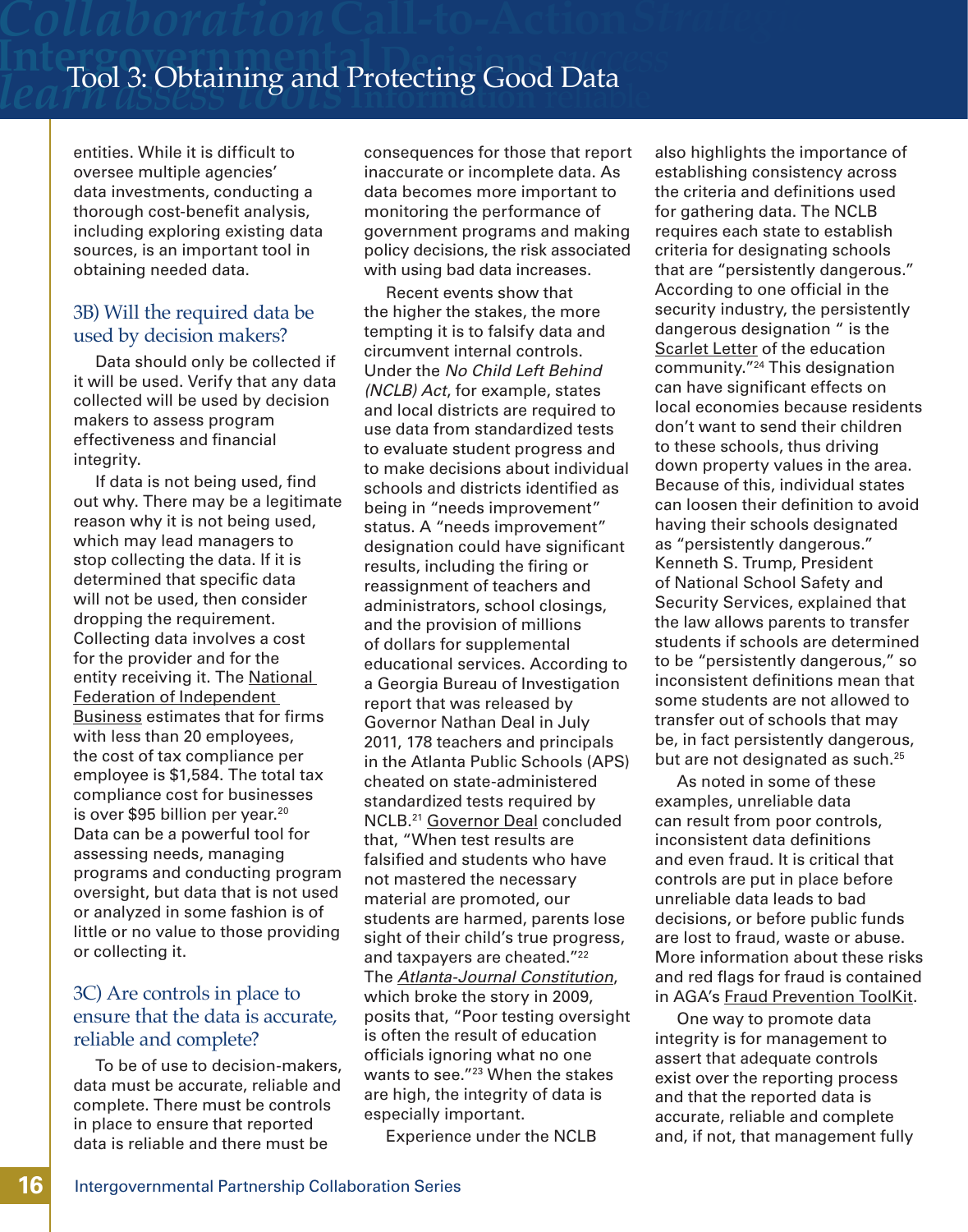entities. While it is difficult to oversee multiple agencies' data investments, conducting a thorough cost-benefit analysis, including exploring existing data sources, is an important tool in obtaining needed data.

### 3B) Will the required data be used by decision makers?

Data should only be collected if it will be used. Verify that any data collected will be used by decision makers to assess program effectiveness and financial integrity.

If data is not being used, find out why. There may be a legitimate reason why it is not being used, which may lead managers to stop collecting the data. If it is determined that specific data will not be used, then consider dropping the requirement. Collecting data involves a cost for the provider and for the entity receiving it. The National Federation of Independent Business estimates that for firms with less than 20 employees, the cost of tax compliance per employee is $1,584. The total tax compliance cost for businesses is over $95 billion per year.[20] Data can be a powerful tool for assessing needs, managing programs and conducting program oversight, but data that is not used or analyzed in some fashion is of little or no value to those providing or collecting it.

### 3C) Are controls in place to ensure that the data is accurate, reliable and complete?

To be of use to decision-makers, data must be accurate, reliable and complete. There must be controls in place to ensure that reported data is reliable and there must be consequences for those that report inaccurate or incomplete data. As data becomes more important to monitoring the performance of government programs and making policy decisions, the risk associated with using bad data increases.

Recent events show that the higher the stakes, the more tempting it is to falsify data and circumvent internal controls. Under the *No Child Left Behind (NCLB) Act*, for example, states and local districts are required to use data from standardized tests to evaluate student progress and to make decisions about individual schools and districts identified as being in "needs improvement" status. A "needs improvement" designation could have significant results, including the firing or reassignment of teachers and administrators, school closings, and the provision of millions of dollars for supplemental educational services. According to a Georgia Bureau of Investigation report that was released by Governor Nathan Deal in July 2011, 178 teachers and principals in the Atlanta Public Schools (APS) cheated on state-administered standardized tests required by NCLB.[21] Governor Deal concluded that, "When test results are falsified and students who have not mastered the necessary material are promoted, our students are harmed, parents lose sight of their child's true progress, and taxpayers are cheated."[22] The *Atlanta-Journal Constitution*, which broke the story in 2009, posits that, "Poor testing oversight is often the result of education officials ignoring what no one wants to see."[23] When the stakes are high, the integrity of data is especially important.

Experience under the NCLB also highlights the importance of establishing consistency across the criteria and definitions used for gathering data. The NCLB requires each state to establish criteria for designating schools that are "persistently dangerous." According to one official in the security industry, the persistently dangerous designation " is the Scarlet Letter of the education community."[24] This designation can have significant effects on local economies because residents don't want to send their children to these schools, thus driving down property values in the area. Because of this, individual states can loosen their definition to avoid having their schools designated as "persistently dangerous." Kenneth S. Trump, President of National School Safety and Security Services, explained that the law allows parents to transfer students if schools are determined to be "persistently dangerous," so inconsistent definitions mean that some students are not allowed to transfer out of schools that may be, in fact persistently dangerous, but are not designated as such.[25]

As noted in some of these examples, unreliable data can result from poor controls, inconsistent data definitions and even fraud. It is critical that controls are put in place before unreliable data leads to bad decisions, or before public funds are lost to fraud, waste or abuse. More information about these risks and red flags for fraud is contained in AGA's Fraud Prevention ToolKit.

One way to promote data integrity is for management to assert that adequate controls exist over the reporting process and that the reported data is accurate, reliable and complete and, if not, that management fully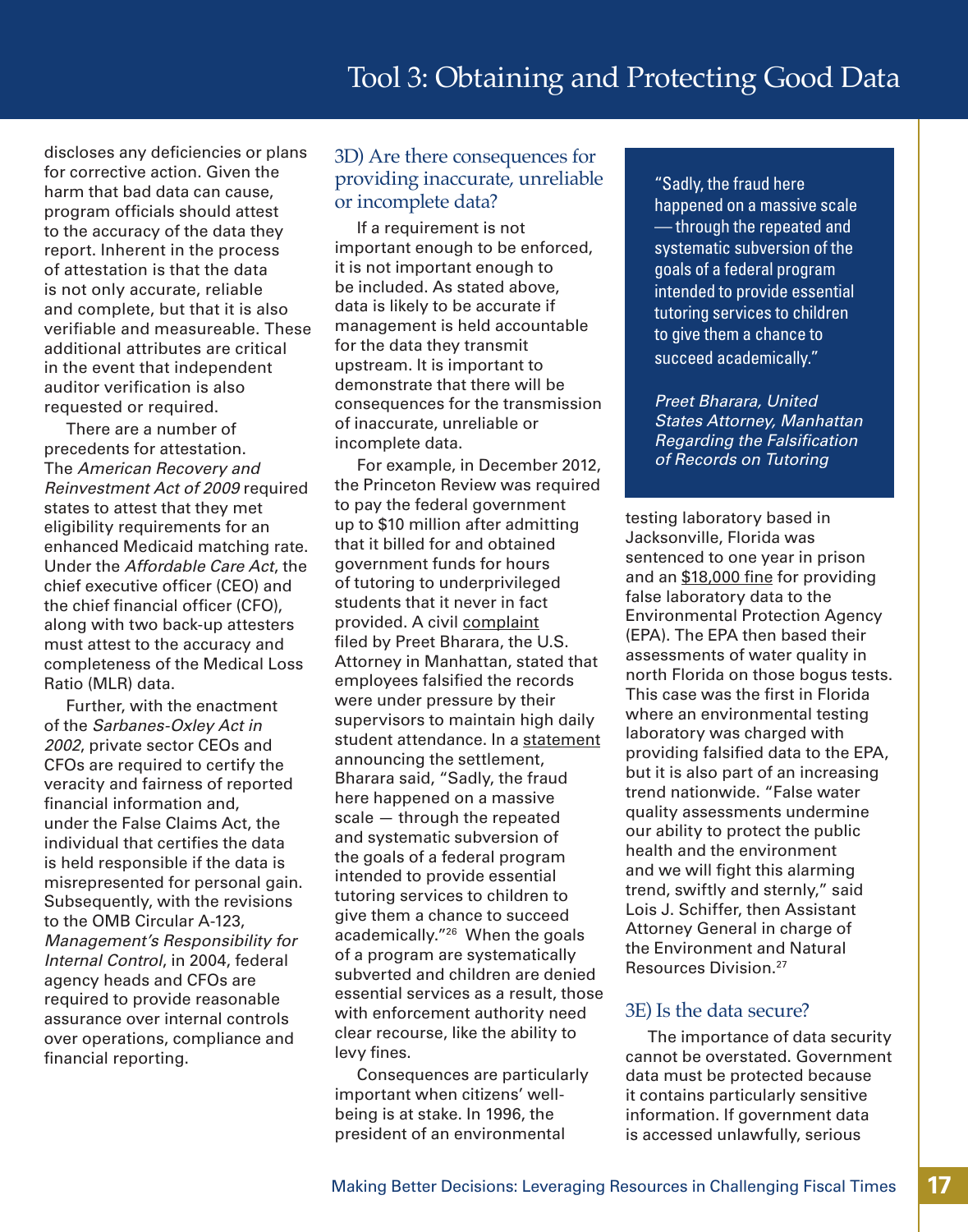discloses any deficiencies or plans for corrective action. Given the harm that bad data can cause, program officials should attest to the accuracy of the data they report. Inherent in the process of attestation is that the data is not only accurate, reliable and complete, but that it is also verifiable and measureable. These additional attributes are critical in the event that independent auditor verification is also requested or required.

There are a number of precedents for attestation. The *American Recovery and Reinvestment Act of 2009* required states to attest that they met eligibility requirements for an enhanced Medicaid matching rate. Under the *Affordable Care Act*, the chief executive officer (CEO) and the chief financial officer (CFO), along with two back-up attesters must attest to the accuracy and completeness of the Medical Loss Ratio (MLR) data.

Further, with the enactment of the *Sarbanes-Oxley Act in 2002*, private sector CEOs and CFOs are required to certify the veracity and fairness of reported financial information and, under the False Claims Act, the individual that certifies the data is held responsible if the data is misrepresented for personal gain. Subsequently, with the revisions to the OMB Circular A-123, *Management's Responsibility for Internal Control*, in 2004, federal agency heads and CFOs are required to provide reasonable assurance over internal controls over operations, compliance and financial reporting.

## 3D) Are there consequences for providing inaccurate, unreliable or incomplete data?

If a requirement is not important enough to be enforced, it is not important enough to be included. As stated above, data is likely to be accurate if management is held accountable for the data they transmit upstream. It is important to demonstrate that there will be consequences for the transmission of inaccurate, unreliable or incomplete data.

For example, in December 2012, the Princeton Review was required to pay the federal government up to $10 million after admitting that it billed for and obtained government funds for hours of tutoring to underprivileged students that it never in fact provided. A civil complaint filed by Preet Bharara, the U.S. Attorney in Manhattan, stated that employees falsified the records were under pressure by their supervisors to maintain high daily student attendance. In a statement announcing the settlement, Bharara said, "Sadly, the fraud here happened on a massive scale — through the repeated and systematic subversion of the goals of a federal program intended to provide essential tutoring services to children to give them a chance to succeed academically."[26] When the goals of a program are systematically subverted and children are denied essential services as a result, those with enforcement authority need clear recourse, like the ability to levy fines.

> "Sadly, the fraud here happened on a massive scale — through the repeated and systematic subversion of the goals of a federal program intended to provide essential tutoring services to children to give them a chance to succeed academically."
>
> *Preet Bharara, United States Attorney, Manhattan Regarding the Falsification of Records on Tutoring*

Consequences are particularly important when citizens' well-being is at stake. In 1996, the president of an environmental testing laboratory based in Jacksonville, Florida was sentenced to one year in prison and an $18,000 fine for providing false laboratory data to the Environmental Protection Agency (EPA). The EPA then based their assessments of water quality in north Florida on those bogus tests. This case was the first in Florida where an environmental testing laboratory was charged with providing falsified data to the EPA, but it is also part of an increasing trend nationwide. "False water quality assessments undermine our ability to protect the public health and the environment and we will fight this alarming trend, swiftly and sternly," said Lois J. Schiffer, then Assistant Attorney General in charge of the Environment and Natural Resources Division.[27]

## 3E) Is the data secure?

The importance of data security cannot be overstated. Government data must be protected because it contains particularly sensitive information. If government data is accessed unlawfully, serious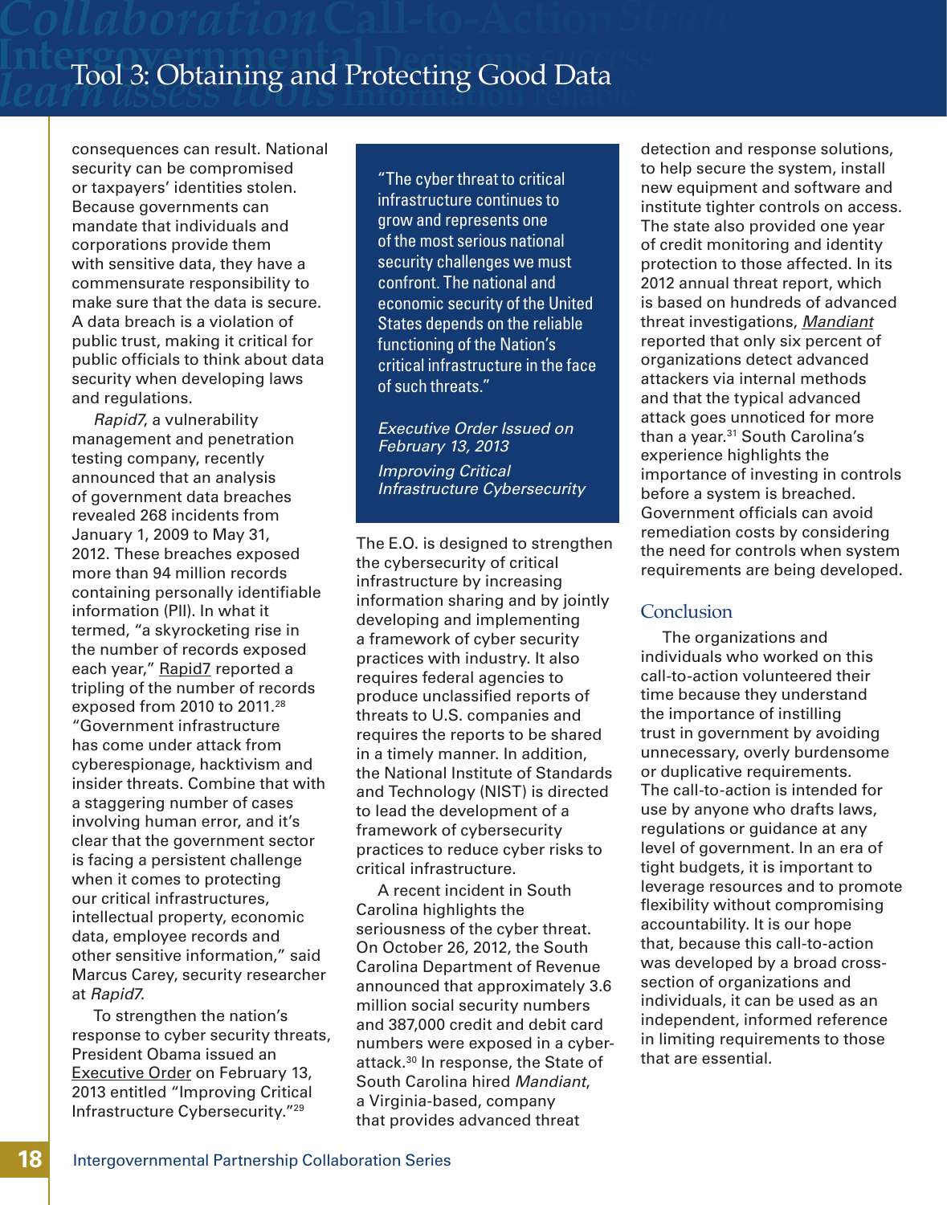consequences can result. National security can be compromised or taxpayers' identities stolen. Because governments can mandate that individuals and corporations provide them with sensitive data, they have a commensurate responsibility to make sure that the data is secure. A data breach is a violation of public trust, making it critical for public officials to think about data security when developing laws and regulations.

*Rapid7*, a vulnerability management and penetration testing company, recently announced that an analysis of government data breaches revealed 268 incidents from January 1, 2009 to May 31, 2012. These breaches exposed more than 94 million records containing personally identifiable information (PII). In what it termed, "a skyrocketing rise in the number of records exposed each year," Rapid7 reported a tripling of the number of records exposed from 2010 to 2011.[28] "Government infrastructure has come under attack from cyberespionage, hacktivism and insider threats. Combine that with a staggering number of cases involving human error, and it's clear that the government sector is facing a persistent challenge when it comes to protecting our critical infrastructures, intellectual property, economic data, employee records and other sensitive information," said Marcus Carey, security researcher at *Rapid7*.

To strengthen the nation's response to cyber security threats, President Obama issued an Executive Order on February 13, 2013 entitled "Improving Critical Infrastructure Cybersecurity."[29]

> "The cyber threat to critical infrastructure continues to grow and represents one of the most serious national security challenges we must confront. The national and economic security of the United States depends on the reliable functioning of the Nation's critical infrastructure in the face of such threats."
>
> *Executive Order Issued on February 13, 2013*
>
> *Improving Critical Infrastructure Cybersecurity*

The E.O. is designed to strengthen the cybersecurity of critical infrastructure by increasing information sharing and by jointly developing and implementing a framework of cyber security practices with industry. It also requires federal agencies to produce unclassified reports of threats to U.S. companies and requires the reports to be shared in a timely manner. In addition, the National Institute of Standards and Technology (NIST) is directed to lead the development of a framework of cybersecurity practices to reduce cyber risks to critical infrastructure.

A recent incident in South Carolina highlights the seriousness of the cyber threat. On October 26, 2012, the South Carolina Department of Revenue announced that approximately 3.6 million social security numbers and 387,000 credit and debit card numbers were exposed in a cyber-attack.[30] In response, the State of South Carolina hired *Mandiant*, a Virginia-based, company that provides advanced threat detection and response solutions, to help secure the system, install new equipment and software and institute tighter controls on access. The state also provided one year of credit monitoring and identity protection to those affected. In its 2012 annual threat report, which is based on hundreds of advanced threat investigations, *Mandiant* reported that only six percent of organizations detect advanced attackers via internal methods and that the typical advanced attack goes unnoticed for more than a year.[31] South Carolina's experience highlights the importance of investing in controls before a system is breached. Government officials can avoid remediation costs by considering the need for controls when system requirements are being developed.

## Conclusion

The organizations and individuals who worked on this call-to-action volunteered their time because they understand the importance of instilling trust in government by avoiding unnecessary, overly burdensome or duplicative requirements. The call-to-action is intended for use by anyone who drafts laws, regulations or guidance at any level of government. In an era of tight budgets, it is important to leverage resources and to promote flexibility without compromising accountability. It is our hope that, because this call-to-action was developed by a broad cross-section of organizations and individuals, it can be used as an independent, informed reference in limiting requirements to those that are essential.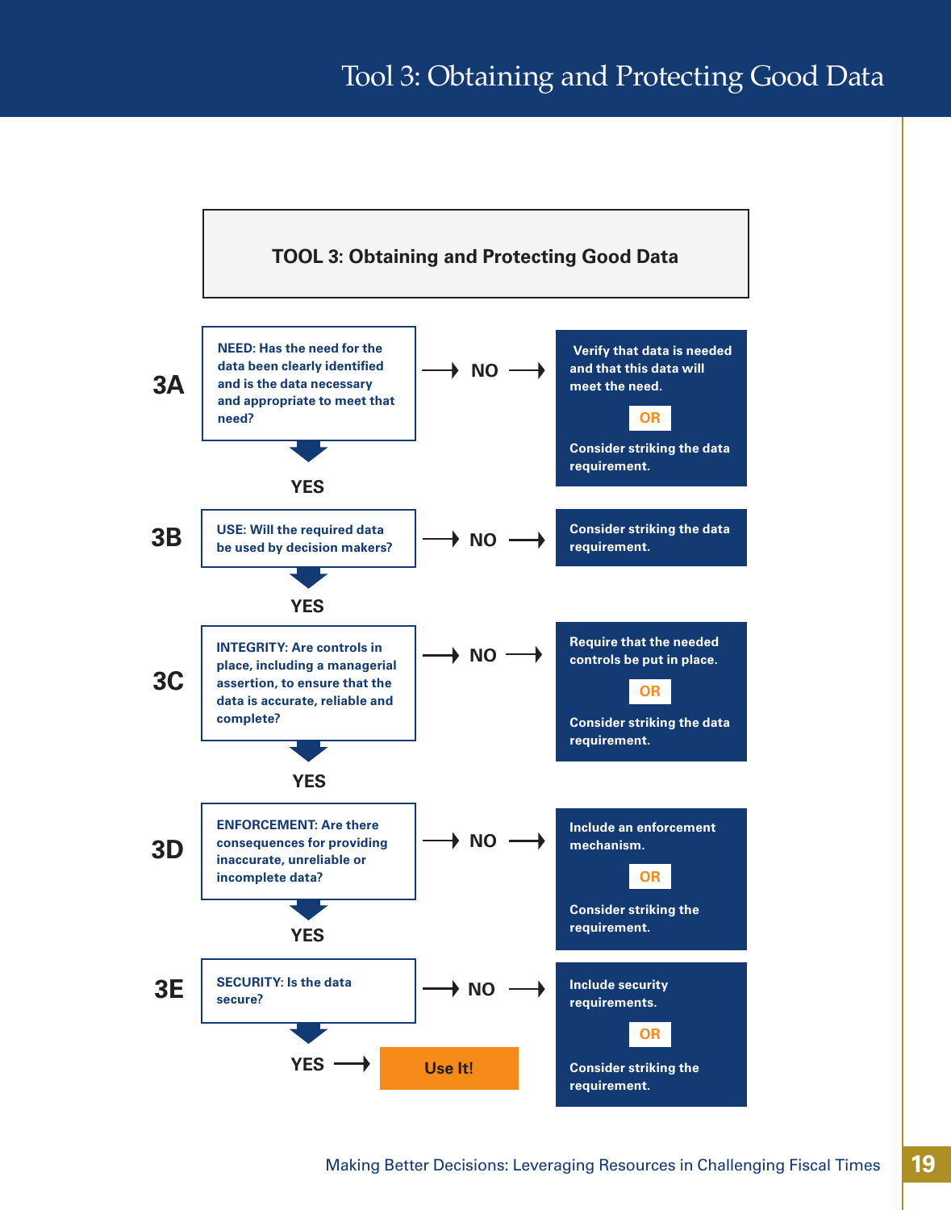# Tool 3: Obtaining and Protecting Good Data

## TOOL 3: Obtaining and Protecting Good Data

**3A** — **NEED: Has the need for the data been clearly identified and is the data necessary and appropriate to meet that need?**

- **NO** → Verify that data is needed and that this data will meet the need. **OR** Consider striking the data requirement.
- **YES** → continue to 3B

**3B** — **USE: Will the required data be used by decision makers?**

- **NO** → Consider striking the data requirement.
- **YES** → continue to 3C

**3C** — **INTEGRITY: Are controls in place, including a managerial assertion, to ensure that the data is accurate, reliable and complete?**

- **NO** → Require that the needed controls be put in place. **OR** Consider striking the data requirement.
- **YES** → continue to 3D

**3D** — **ENFORCEMENT: Are there consequences for providing inaccurate, unreliable or incomplete data?**

- **NO** → Include an enforcement mechanism. **OR** Consider striking the requirement.
- **YES** → continue to 3E

**3E** — **SECURITY: Is the data secure?**

- **NO** → Include security requirements. **OR** Consider striking the requirement.
- **YES** → **Use It!**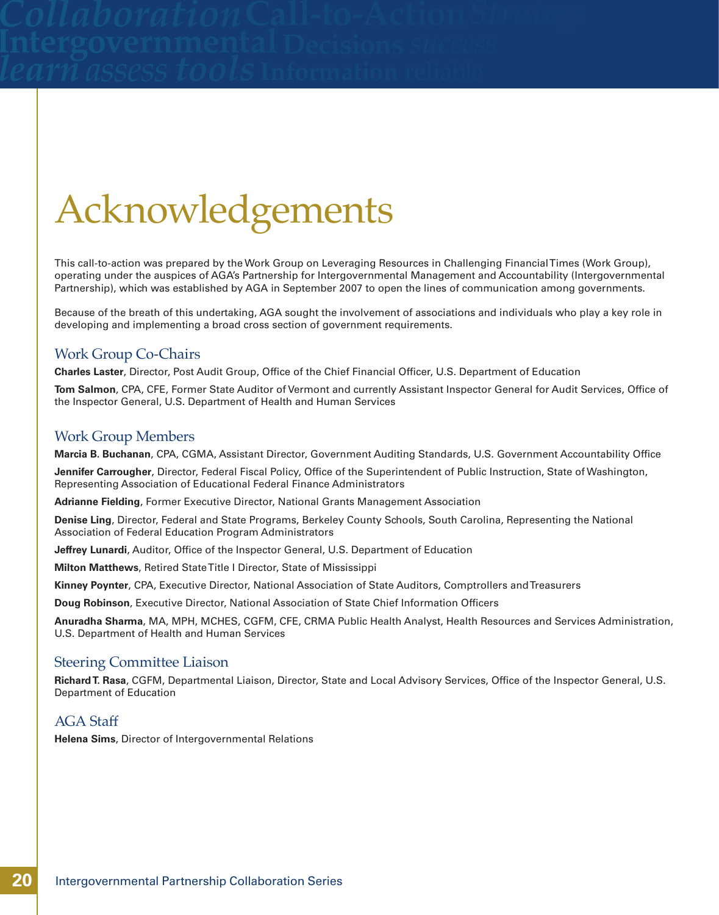# Acknowledgements

This call-to-action was prepared by the Work Group on Leveraging Resources in Challenging Financial Times (Work Group), operating under the auspices of AGA's Partnership for Intergovernmental Management and Accountability (Intergovernmental Partnership), which was established by AGA in September 2007 to open the lines of communication among governments.

Because of the breath of this undertaking, AGA sought the involvement of associations and individuals who play a key role in developing and implementing a broad cross section of government requirements.

## Work Group Co-Chairs

**Charles Laster**, Director, Post Audit Group, Office of the Chief Financial Officer, U.S. Department of Education

**Tom Salmon**, CPA, CFE, Former State Auditor of Vermont and currently Assistant Inspector General for Audit Services, Office of the Inspector General, U.S. Department of Health and Human Services

## Work Group Members

**Marcia B. Buchanan**, CPA, CGMA, Assistant Director, Government Auditing Standards, U.S. Government Accountability Office

**Jennifer Carrougher**, Director, Federal Fiscal Policy, Office of the Superintendent of Public Instruction, State of Washington, Representing Association of Educational Federal Finance Administrators

**Adrianne Fielding**, Former Executive Director, National Grants Management Association

**Denise Ling**, Director, Federal and State Programs, Berkeley County Schools, South Carolina, Representing the National Association of Federal Education Program Administrators

**Jeffrey Lunardi**, Auditor, Office of the Inspector General, U.S. Department of Education

**Milton Matthews**, Retired State Title I Director, State of Mississippi

**Kinney Poynter**, CPA, Executive Director, National Association of State Auditors, Comptrollers and Treasurers

**Doug Robinson**, Executive Director, National Association of State Chief Information Officers

**Anuradha Sharma**, MA, MPH, MCHES, CGFM, CFE, CRMA Public Health Analyst, Health Resources and Services Administration, U.S. Department of Health and Human Services

## Steering Committee Liaison

**Richard T. Rasa**, CGFM, Departmental Liaison, Director, State and Local Advisory Services, Office of the Inspector General, U.S. Department of Education

## AGA Staff

**Helena Sims**, Director of Intergovernmental Relations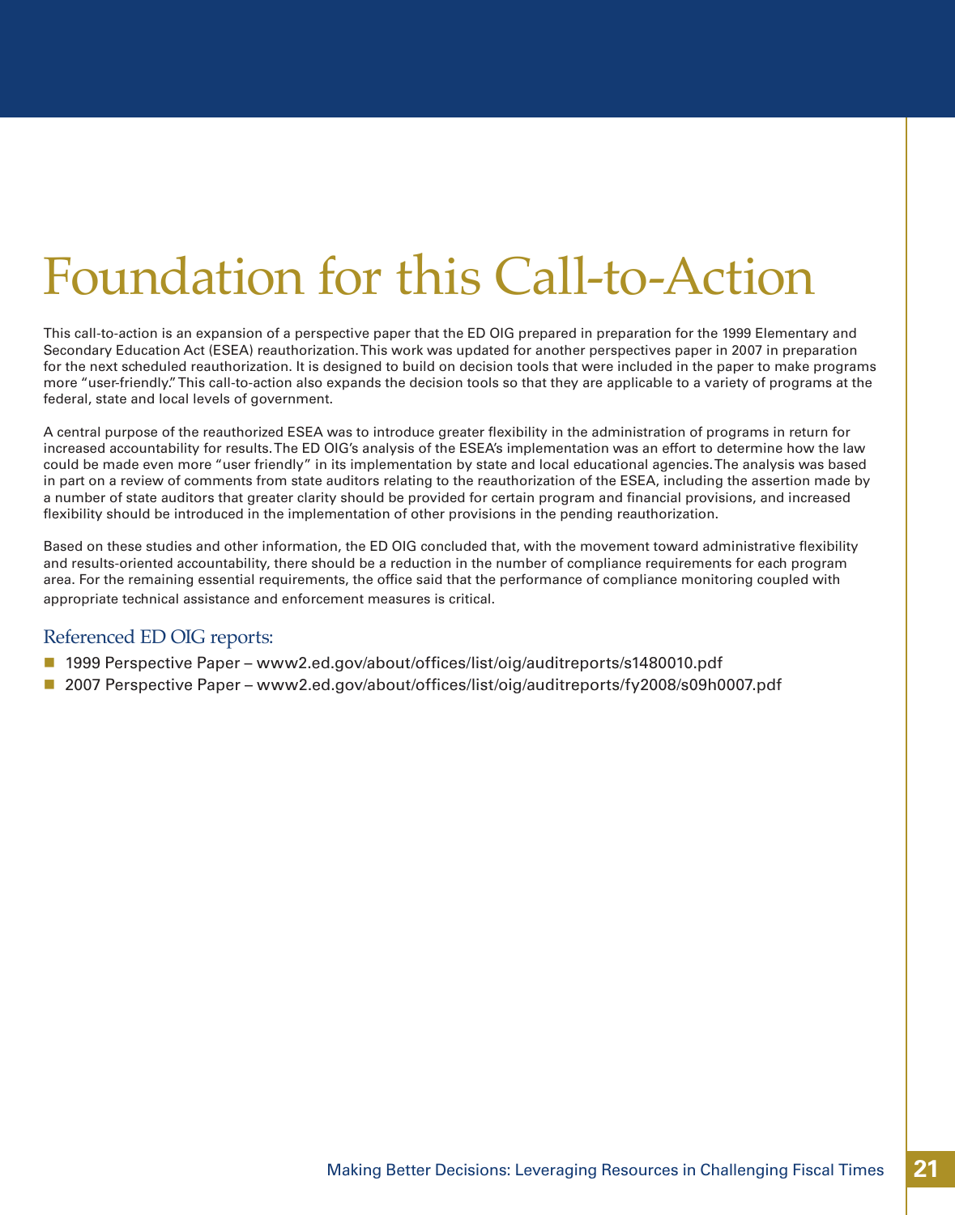# Foundation for this Call-to-Action

This call-to-action is an expansion of a perspective paper that the ED OIG prepared in preparation for the 1999 Elementary and Secondary Education Act (ESEA) reauthorization. This work was updated for another perspectives paper in 2007 in preparation for the next scheduled reauthorization. It is designed to build on decision tools that were included in the paper to make programs more "user-friendly." This call-to-action also expands the decision tools so that they are applicable to a variety of programs at the federal, state and local levels of government.

A central purpose of the reauthorized ESEA was to introduce greater flexibility in the administration of programs in return for increased accountability for results. The ED OIG's analysis of the ESEA's implementation was an effort to determine how the law could be made even more "user friendly" in its implementation by state and local educational agencies. The analysis was based in part on a review of comments from state auditors relating to the reauthorization of the ESEA, including the assertion made by a number of state auditors that greater clarity should be provided for certain program and financial provisions, and increased flexibility should be introduced in the implementation of other provisions in the pending reauthorization.

Based on these studies and other information, the ED OIG concluded that, with the movement toward administrative flexibility and results-oriented accountability, there should be a reduction in the number of compliance requirements for each program area. For the remaining essential requirements, the office said that the performance of compliance monitoring coupled with appropriate technical assistance and enforcement measures is critical.

## Referenced ED OIG reports:

- 1999 Perspective Paper – www2.ed.gov/about/offices/list/oig/auditreports/s1480010.pdf
- 2007 Perspective Paper – www2.ed.gov/about/offices/list/oig/auditreports/fy2008/s09h0007.pdf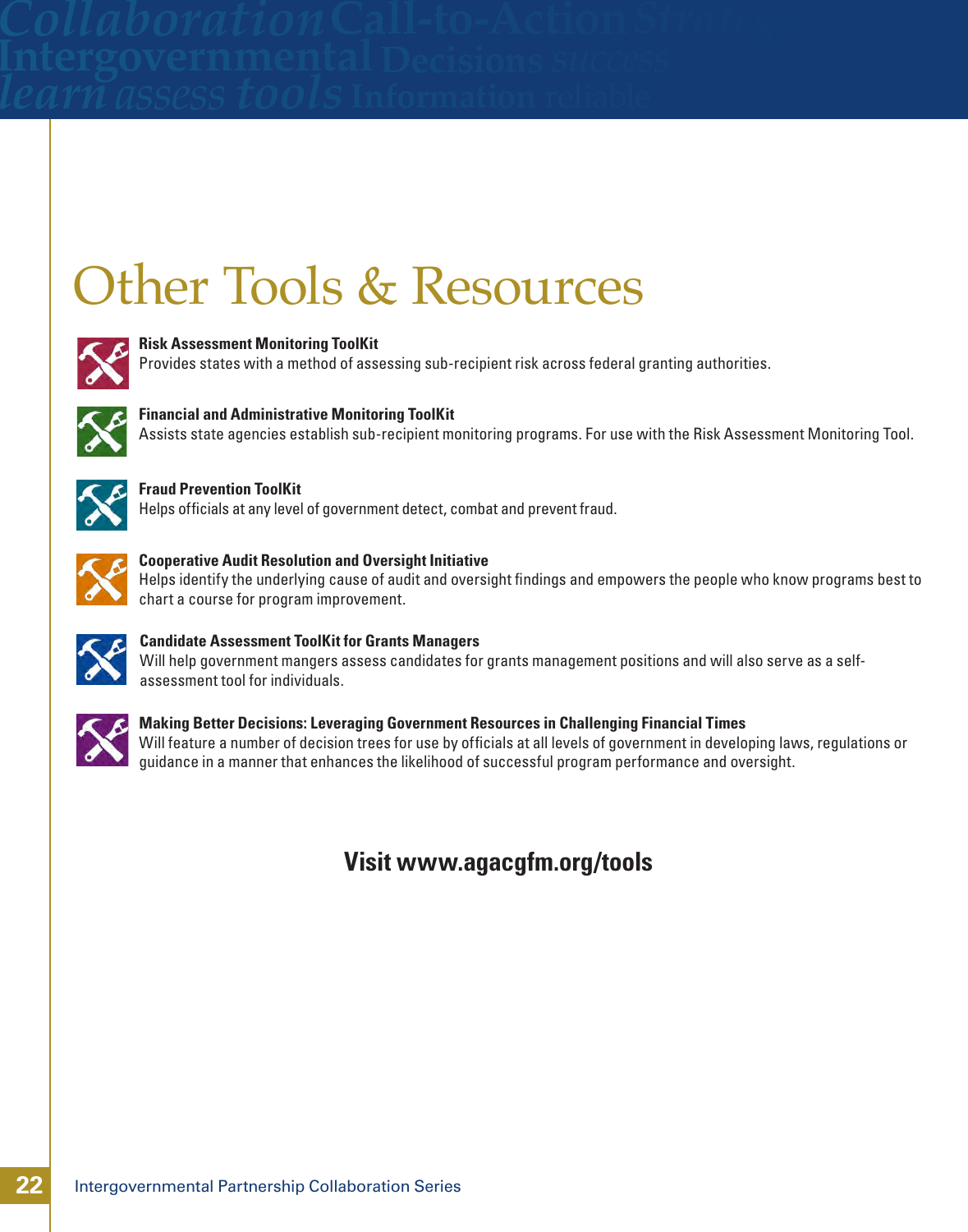# Other Tools & Resources

**Risk Assessment Monitoring ToolKit**
Provides states with a method of assessing sub-recipient risk across federal granting authorities.

**Financial and Administrative Monitoring ToolKit**
Assists state agencies establish sub-recipient monitoring programs. For use with the Risk Assessment Monitoring Tool.

**Fraud Prevention ToolKit**
Helps officials at any level of government detect, combat and prevent fraud.

**Cooperative Audit Resolution and Oversight Initiative**
Helps identify the underlying cause of audit and oversight findings and empowers the people who know programs best to chart a course for program improvement.

**Candidate Assessment ToolKit for Grants Managers**
Will help government mangers assess candidates for grants management positions and will also serve as a self-assessment tool for individuals.

**Making Better Decisions: Leveraging Government Resources in Challenging Financial Times**
Will feature a number of decision trees for use by officials at all levels of government in developing laws, regulations or guidance in a manner that enhances the likelihood of successful program performance and oversight.

**Visit www.agacgfm.org/tools**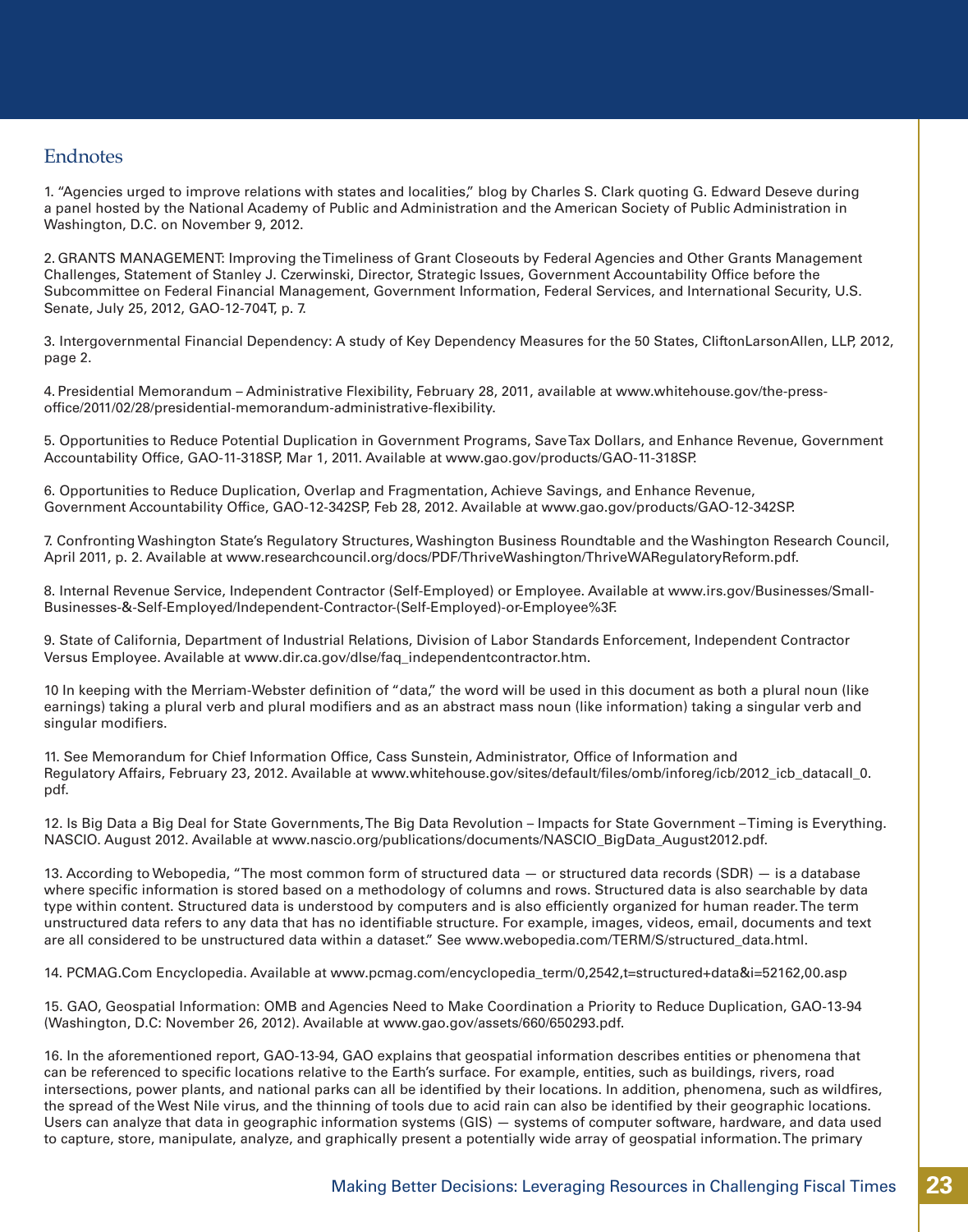## Endnotes

1. “Agencies urged to improve relations with states and localities,” blog by Charles S. Clark quoting G. Edward Deseve during a panel hosted by the National Academy of Public and Administration and the American Society of Public Administration in Washington, D.C. on November 9, 2012.

2. GRANTS MANAGEMENT: Improving the Timeliness of Grant Closeouts by Federal Agencies and Other Grants Management Challenges, Statement of Stanley J. Czerwinski, Director, Strategic Issues, Government Accountability Office before the Subcommittee on Federal Financial Management, Government Information, Federal Services, and International Security, U.S. Senate, July 25, 2012, GAO-12-704T, p. 7.

3. Intergovernmental Financial Dependency: A study of Key Dependency Measures for the 50 States, CliftonLarsonAllen, LLP, 2012, page 2.

4. Presidential Memorandum – Administrative Flexibility, February 28, 2011, available at www.whitehouse.gov/the-press-office/2011/02/28/presidential-memorandum-administrative-flexibility.

5. Opportunities to Reduce Potential Duplication in Government Programs, Save Tax Dollars, and Enhance Revenue, Government Accountability Office, GAO-11-318SP, Mar 1, 2011. Available at www.gao.gov/products/GAO-11-318SP.

6. Opportunities to Reduce Duplication, Overlap and Fragmentation, Achieve Savings, and Enhance Revenue, Government Accountability Office, GAO-12-342SP, Feb 28, 2012. Available at www.gao.gov/products/GAO-12-342SP.

7. Confronting Washington State’s Regulatory Structures, Washington Business Roundtable and the Washington Research Council, April 2011, p. 2. Available at www.researchcouncil.org/docs/PDF/ThriveWashington/ThriveWARegulatoryReform.pdf.

8. Internal Revenue Service, Independent Contractor (Self-Employed) or Employee. Available at www.irs.gov/Businesses/Small-Businesses-&-Self-Employed/Independent-Contractor-(Self-Employed)-or-Employee%3F.

9. State of California, Department of Industrial Relations, Division of Labor Standards Enforcement, Independent Contractor Versus Employee. Available at www.dir.ca.gov/dlse/faq_independentcontractor.htm.

10 In keeping with the Merriam-Webster definition of “data,” the word will be used in this document as both a plural noun (like earnings) taking a plural verb and plural modifiers and as an abstract mass noun (like information) taking a singular verb and singular modifiers.

11. See Memorandum for Chief Information Office, Cass Sunstein, Administrator, Office of Information and Regulatory Affairs, February 23, 2012. Available at www.whitehouse.gov/sites/default/files/omb/inforeg/icb/2012_icb_datacall_0.pdf.

12. Is Big Data a Big Deal for State Governments, The Big Data Revolution – Impacts for State Government – Timing is Everything. NASCIO. August 2012. Available at www.nascio.org/publications/documents/NASCIO_BigData_August2012.pdf.

13. According to Webopedia, “The most common form of structured data — or structured data records (SDR) — is a database where specific information is stored based on a methodology of columns and rows. Structured data is also searchable by data type within content. Structured data is understood by computers and is also efficiently organized for human reader. The term unstructured data refers to any data that has no identifiable structure. For example, images, videos, email, documents and text are all considered to be unstructured data within a dataset.” See www.webopedia.com/TERM/S/structured_data.html.

14. PCMAG.Com Encyclopedia. Available at www.pcmag.com/encyclopedia_term/0,2542,t=structured+data&i=52162,00.asp

15. GAO, Geospatial Information: OMB and Agencies Need to Make Coordination a Priority to Reduce Duplication, GAO-13-94 (Washington, D.C: November 26, 2012). Available at www.gao.gov/assets/660/650293.pdf.

16. In the aforementioned report, GAO-13-94, GAO explains that geospatial information describes entities or phenomena that can be referenced to specific locations relative to the Earth’s surface. For example, entities, such as buildings, rivers, road intersections, power plants, and national parks can all be identified by their locations. In addition, phenomena, such as wildfires, the spread of the West Nile virus, and the thinning of tools due to acid rain can also be identified by their geographic locations. Users can analyze that data in geographic information systems (GIS) — systems of computer software, hardware, and data used to capture, store, manipulate, analyze, and graphically present a potentially wide array of geospatial information. The primary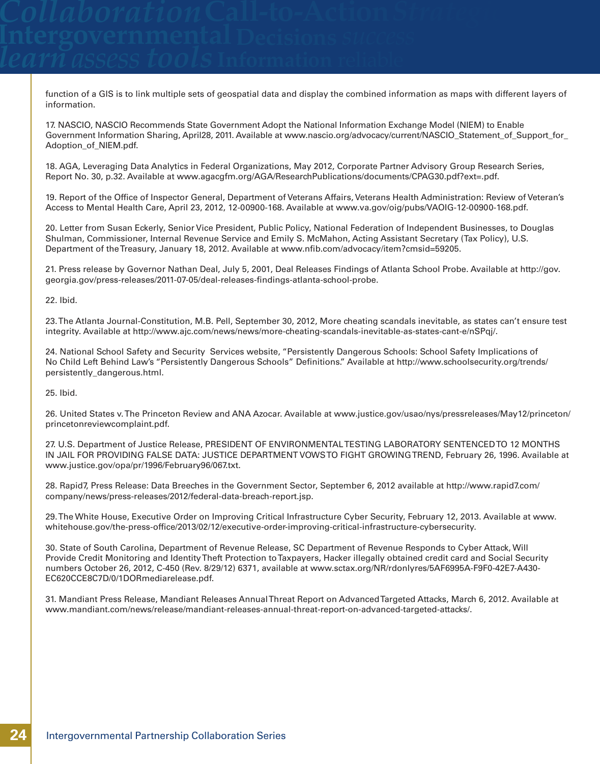function of a GIS is to link multiple sets of geospatial data and display the combined information as maps with different layers of information.

17. NASCIO, NASCIO Recommends State Government Adopt the National Information Exchange Model (NIEM) to Enable Government Information Sharing, April28, 2011. Available at www.nascio.org/advocacy/current/NASCIO_Statement_of_Support_for_Adoption_of_NIEM.pdf.

18. AGA, Leveraging Data Analytics in Federal Organizations, May 2012, Corporate Partner Advisory Group Research Series, Report No. 30, p.32. Available at www.agacgfm.org/AGA/ResearchPublications/documents/CPAG30.pdf?ext=.pdf.

19. Report of the Office of Inspector General, Department of Veterans Affairs, Veterans Health Administration: Review of Veteran's Access to Mental Health Care, April 23, 2012, 12-00900-168. Available at www.va.gov/oig/pubs/VAOIG-12-00900-168.pdf.

20. Letter from Susan Eckerly, Senior Vice President, Public Policy, National Federation of Independent Businesses, to Douglas Shulman, Commissioner, Internal Revenue Service and Emily S. McMahon, Acting Assistant Secretary (Tax Policy), U.S. Department of the Treasury, January 18, 2012. Available at www.nfib.com/advocacy/item?cmsid=59205.

21. Press release by Governor Nathan Deal, July 5, 2001, Deal Releases Findings of Atlanta School Probe. Available at http://gov.georgia.gov/press-releases/2011-07-05/deal-releases-findings-atlanta-school-probe.

22. Ibid.

23. The Atlanta Journal-Constitution, M.B. Pell, September 30, 2012, More cheating scandals inevitable, as states can't ensure test integrity. Available at http://www.ajc.com/news/news/more-cheating-scandals-inevitable-as-states-cant-e/nSPqj/.

24. National School Safety and Security Services website, "Persistently Dangerous Schools: School Safety Implications of No Child Left Behind Law's "Persistently Dangerous Schools" Definitions." Available at http://www.schoolsecurity.org/trends/persistently_dangerous.html.

25. Ibid.

26. United States v. The Princeton Review and ANA Azocar. Available at www.justice.gov/usao/nys/pressreleases/May12/princeton/princetonreviewcomplaint.pdf.

27. U.S. Department of Justice Release, PRESIDENT OF ENVIRONMENTAL TESTING LABORATORY SENTENCED TO 12 MONTHS IN JAIL FOR PROVIDING FALSE DATA: JUSTICE DEPARTMENT VOWS TO FIGHT GROWING TREND, February 26, 1996. Available at www.justice.gov/opa/pr/1996/February96/067.txt.

28. Rapid7, Press Release: Data Breeches in the Government Sector, September 6, 2012 available at http://www.rapid7.com/company/news/press-releases/2012/federal-data-breach-report.jsp.

29. The White House, Executive Order on Improving Critical Infrastructure Cyber Security, February 12, 2013. Available at www.whitehouse.gov/the-press-office/2013/02/12/executive-order-improving-critical-infrastructure-cybersecurity.

30. State of South Carolina, Department of Revenue Release, SC Department of Revenue Responds to Cyber Attack, Will Provide Credit Monitoring and Identity Theft Protection to Taxpayers, Hacker illegally obtained credit card and Social Security numbers October 26, 2012, C-450 (Rev. 8/29/12) 6371, available at www.sctax.org/NR/rdonlyres/5AF6995A-F9F0-42E7-A430-EC620CCE8C7D/0/1DORmediarelease.pdf.

31. Mandiant Press Release, Mandiant Releases Annual Threat Report on Advanced Targeted Attacks, March 6, 2012. Available at www.mandiant.com/news/release/mandiant-releases-annual-threat-report-on-advanced-targeted-attacks/.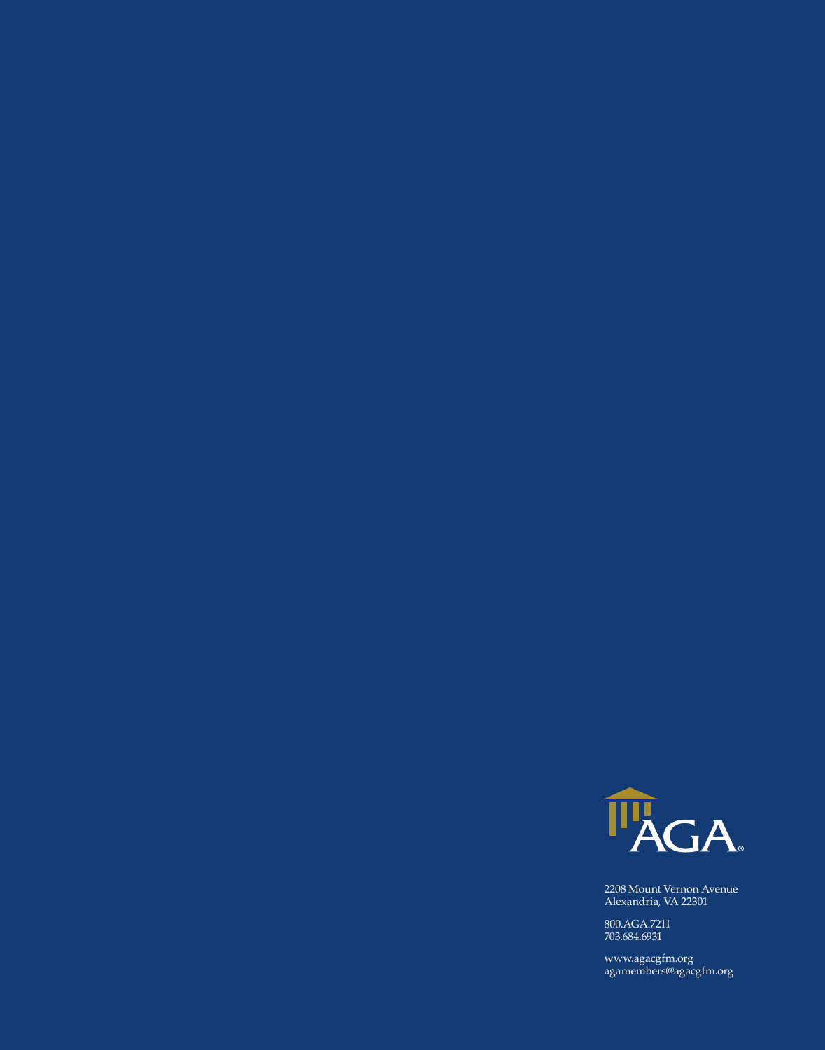AGA®

2208 Mount Vernon Avenue
Alexandria, VA 22301

800.AGA.7211
703.684.6931

www.agacgfm.org
agamembers@agacgfm.org